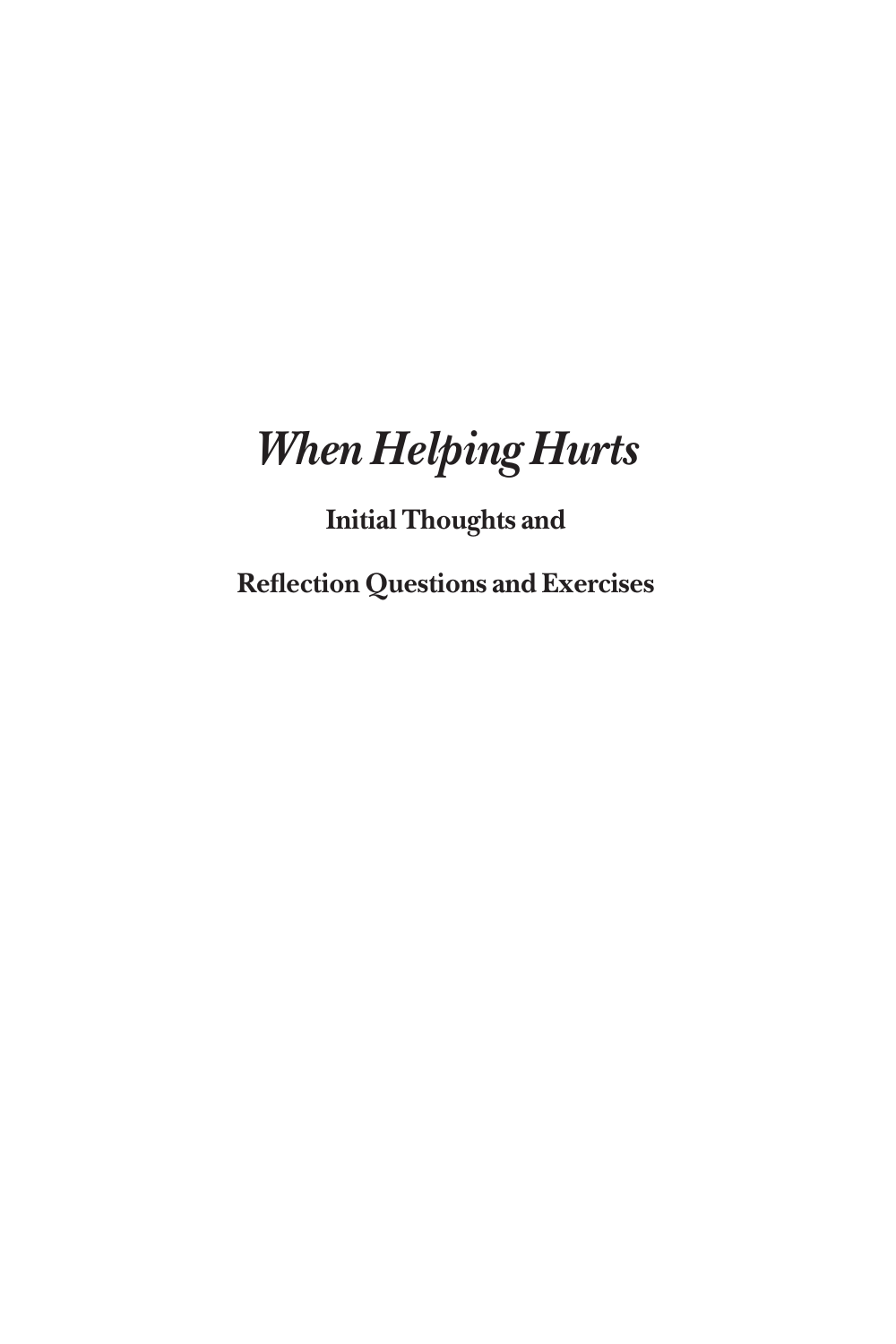# *When Helping Hurts*

**Initial Thoughts and**

**Reflection Questions and Exercises**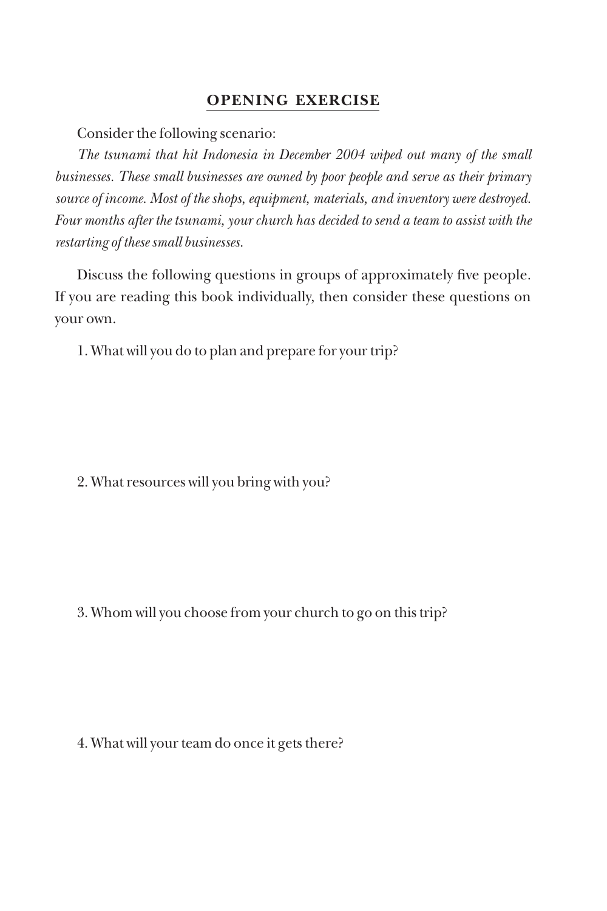## OPENING EXERCISE

Consider the following scenario:

*The tsunami that hit Indonesia in December 2004 wiped out many of the small businesses. These small businesses are owned by poor people and serve as their primary source of income. Most of the shops, equipment, materials, and inventory were destroyed. Four months after the tsunami, your church has decided to send a team to assist with the restarting of these small businesses.*

Discuss the following questions in groups of approximately five people. If you are reading this book individually, then consider these questions on your own.

1. What will you do to plan and prepare for your trip?

2. What resources will you bring with you?

3. Whom will you choose from your church to go on this trip?

4. What will your team do once it gets there?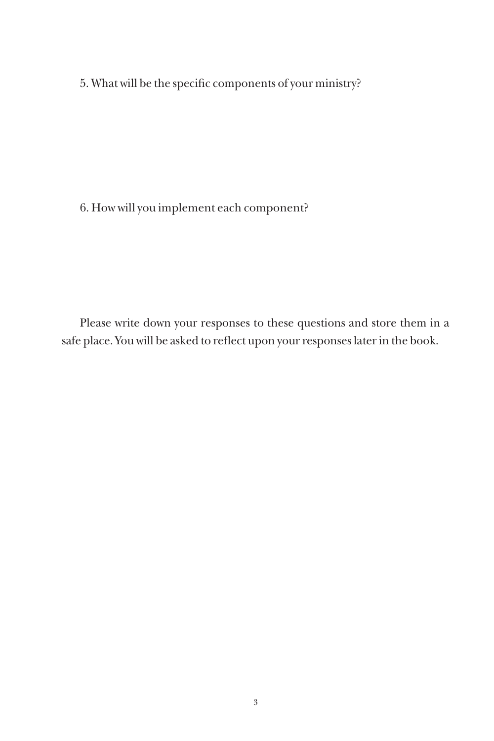5. What will be the specific components of your ministry?

6. How will you implement each component?

Please write down your responses to these questions and store them in a safe place. You will be asked to reflect upon your responses later in the book.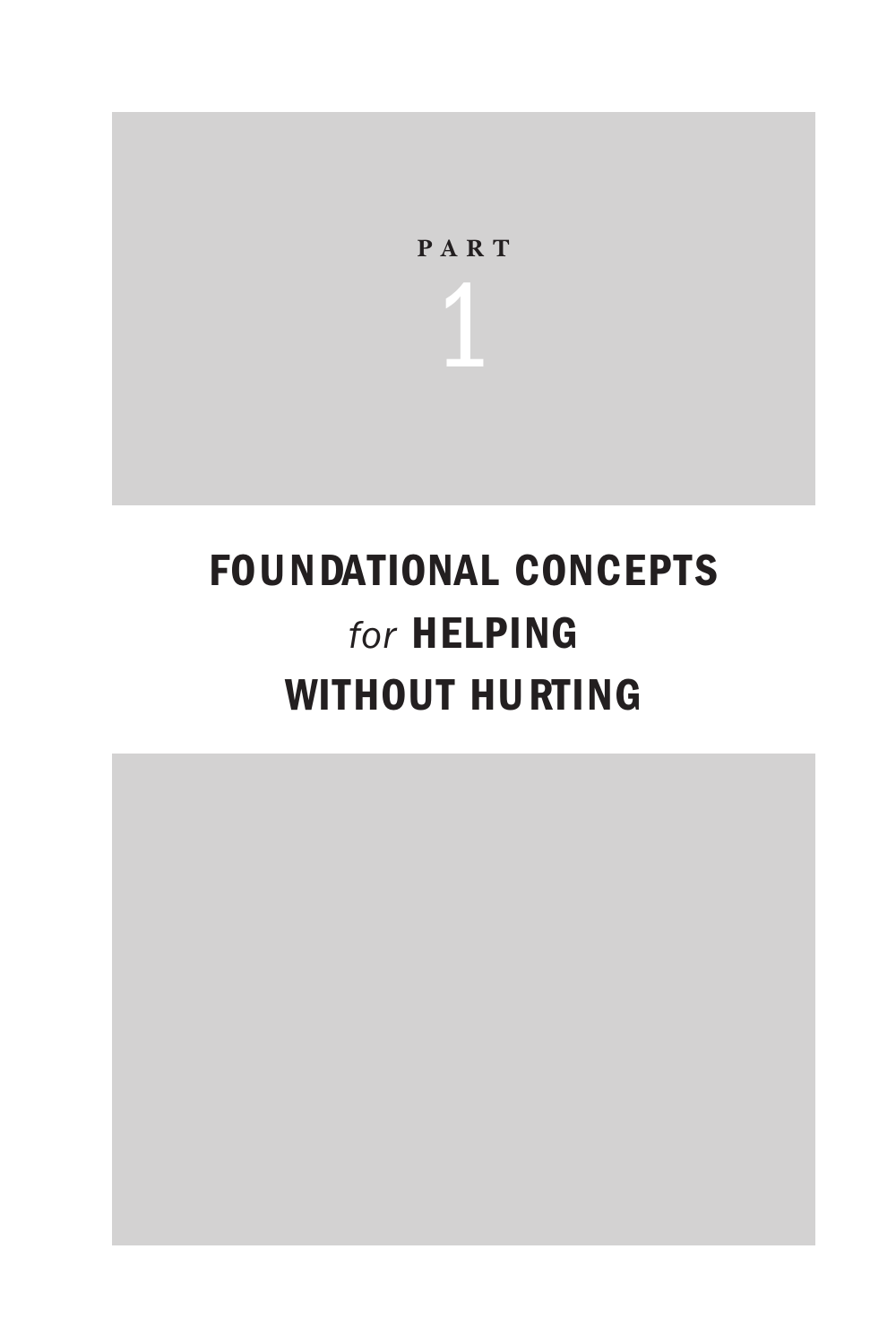# PART 1

# FOUNDATIONAL CONCEPTS *for* HELPING WITHOUT HURTING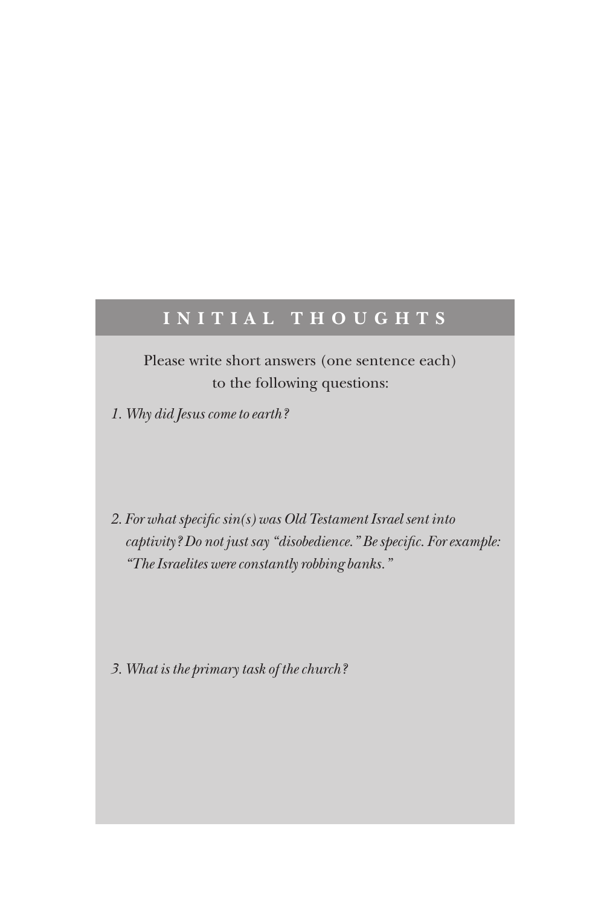## INITIAL THOUGHTS

Please write short answers (one sentence each) to the following questions:

1. *Why did Jesus come to earth?*

2. *For what specific sin(s) was Old Testament Israel sent into captivity? Do not just say "disobedience." Be specific. For example: "The Israelites were constantly robbing banks."*

3. *What is the primary task of the church?*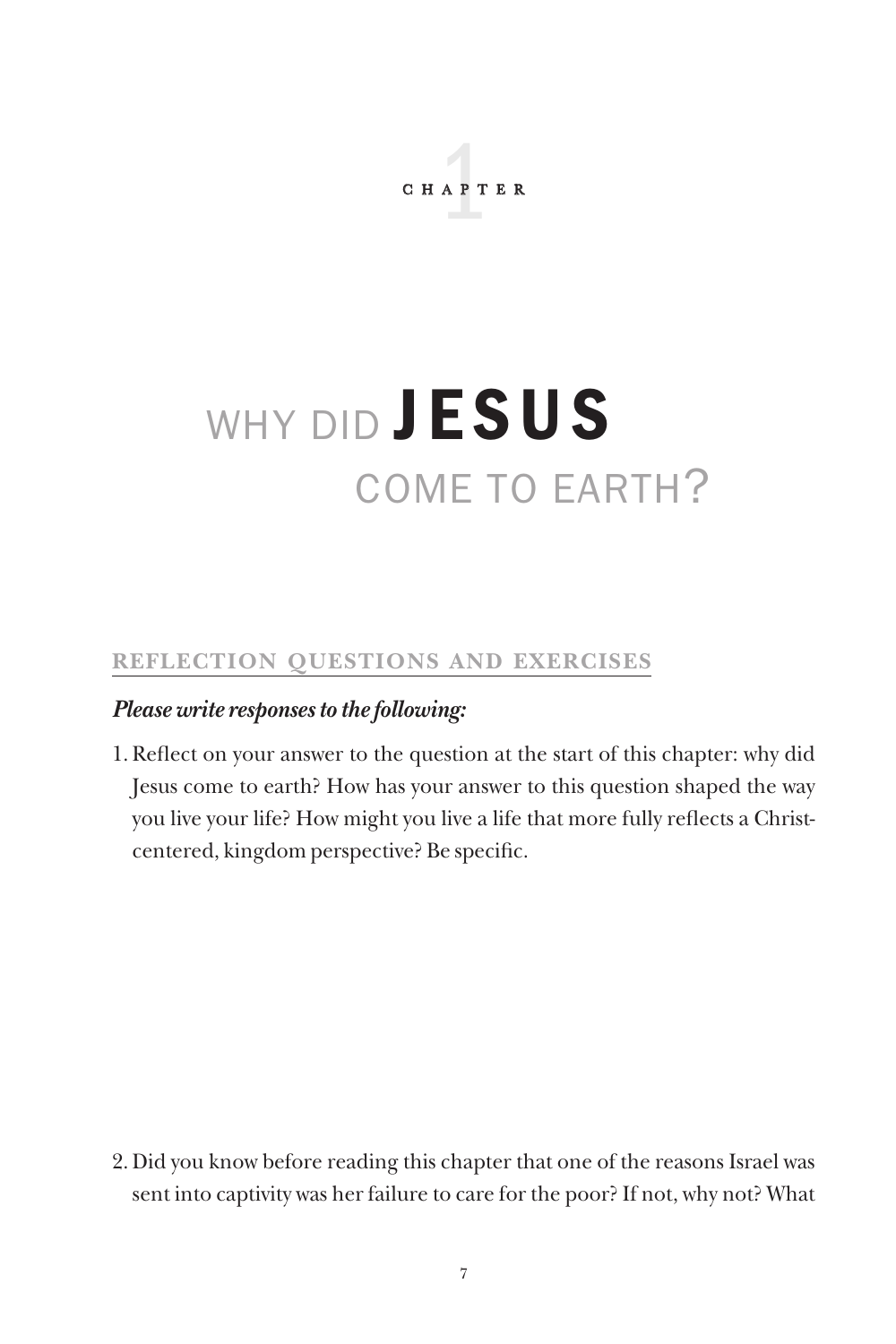# CHAPTER 1

# WHY DID JESUS COME TO EARTH?

## REFLECTION QUESTIONS AND EXERCISES

***Please write responses to the following:***

1. Reflect on your answer to the question at the start of this chapter: why did Jesus come to earth? How has your answer to this question shaped the way you live your life? How might you live a life that more fully reflects a Christ-centered, kingdom perspective? Be specific.

2. Did you know before reading this chapter that one of the reasons Israel was sent into captivity was her failure to care for the poor? If not, why not? What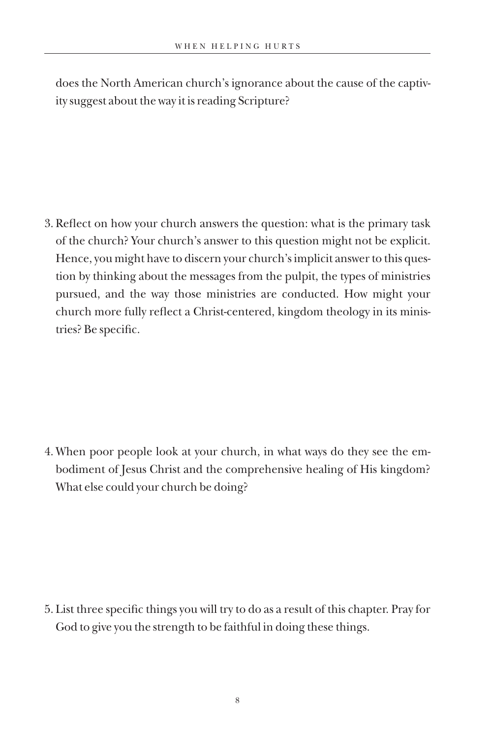does the North American church's ignorance about the cause of the captivity suggest about the way it is reading Scripture?

3. Reflect on how your church answers the question: what is the primary task of the church? Your church's answer to this question might not be explicit. Hence, you might have to discern your church's implicit answer to this question by thinking about the messages from the pulpit, the types of ministries pursued, and the way those ministries are conducted. How might your church more fully reflect a Christ-centered, kingdom theology in its ministries? Be specific.

4. When poor people look at your church, in what ways do they see the embodiment of Jesus Christ and the comprehensive healing of His kingdom? What else could your church be doing?

5. List three specific things you will try to do as a result of this chapter. Pray for God to give you the strength to be faithful in doing these things.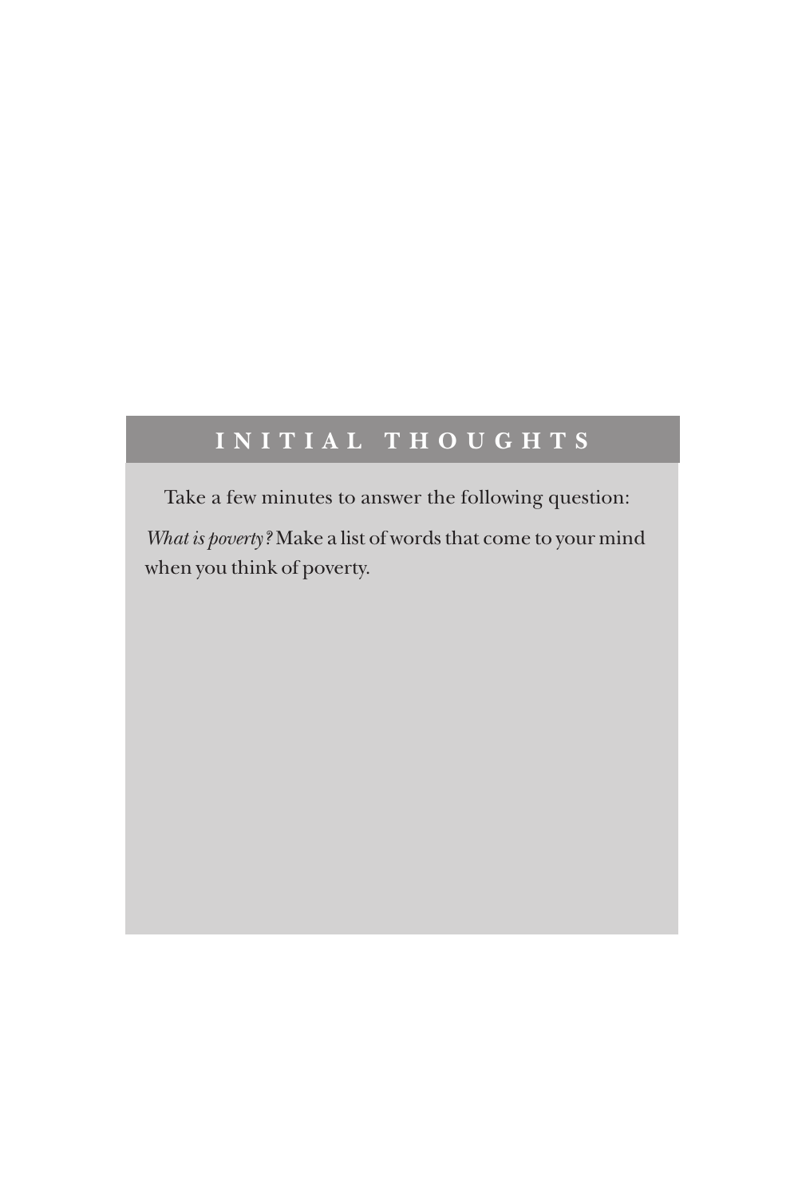## INITIAL THOUGHTS

Take a few minutes to answer the following question:

*What is poverty?* Make a list of words that come to your mind when you think of poverty.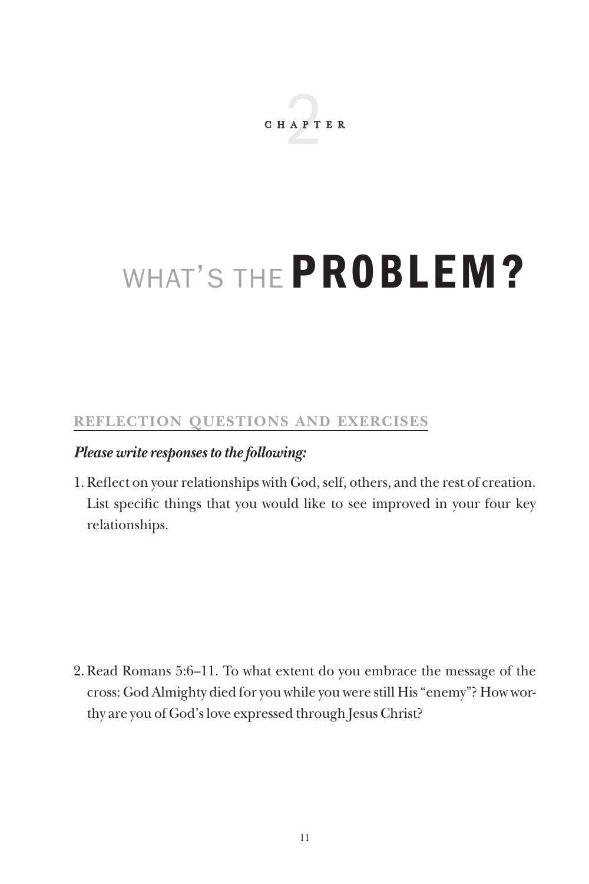CHAPTER 2

# WHAT'S THE **PROBLEM?**

## REFLECTION QUESTIONS AND EXERCISES

***Please write responses to the following:***

1. Reflect on your relationships with God, self, others, and the rest of creation. List specific things that you would like to see improved in your four key relationships.

2. Read Romans 5:6–11. To what extent do you embrace the message of the cross: God Almighty died for you while you were still His "enemy"? How worthy are you of God's love expressed through Jesus Christ?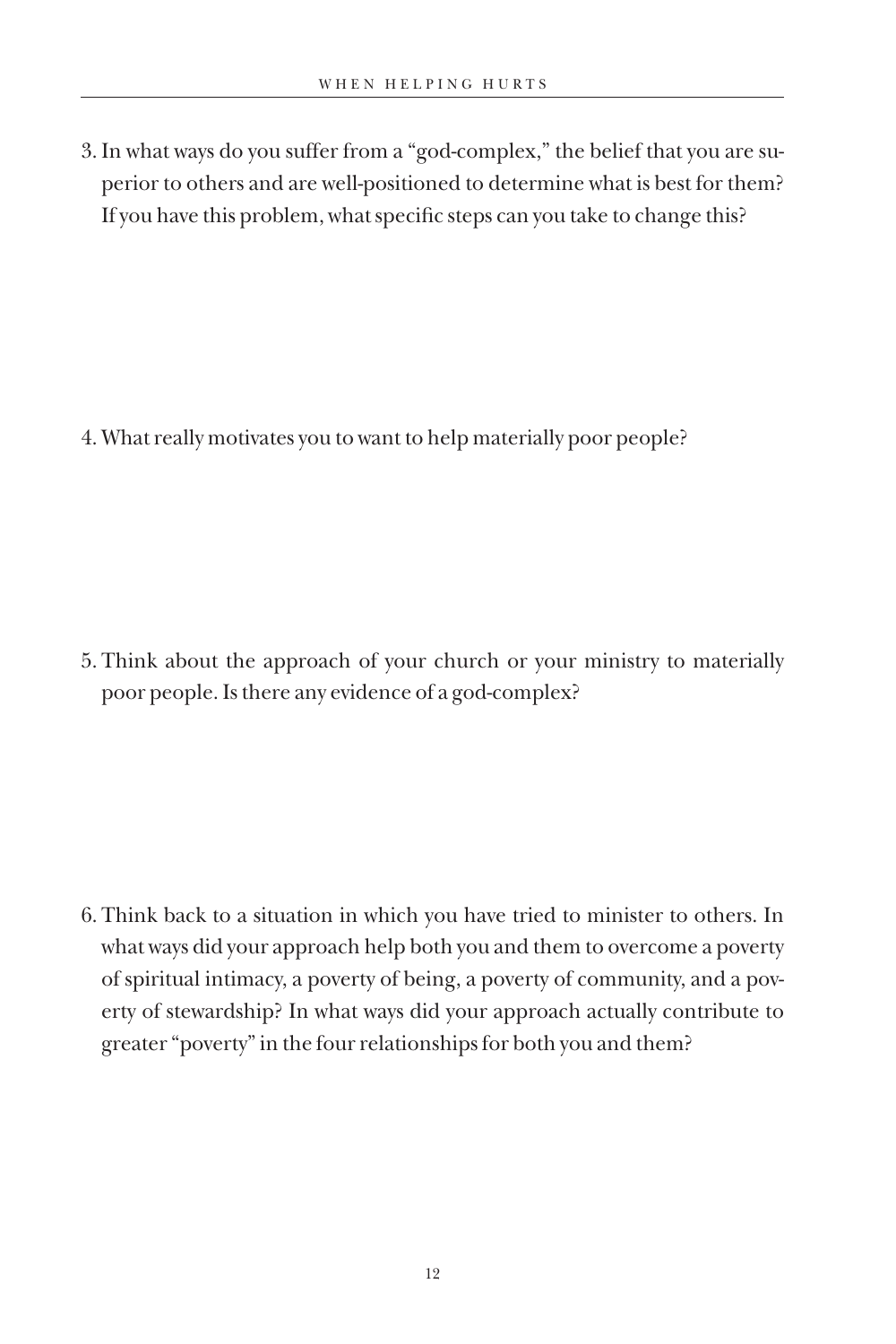3. In what ways do you suffer from a "god-complex," the belief that you are superior to others and are well-positioned to determine what is best for them? If you have this problem, what specific steps can you take to change this?

4. What really motivates you to want to help materially poor people?

5. Think about the approach of your church or your ministry to materially poor people. Is there any evidence of a god-complex?

6. Think back to a situation in which you have tried to minister to others. In what ways did your approach help both you and them to overcome a poverty of spiritual intimacy, a poverty of being, a poverty of community, and a poverty of stewardship? In what ways did your approach actually contribute to greater "poverty" in the four relationships for both you and them?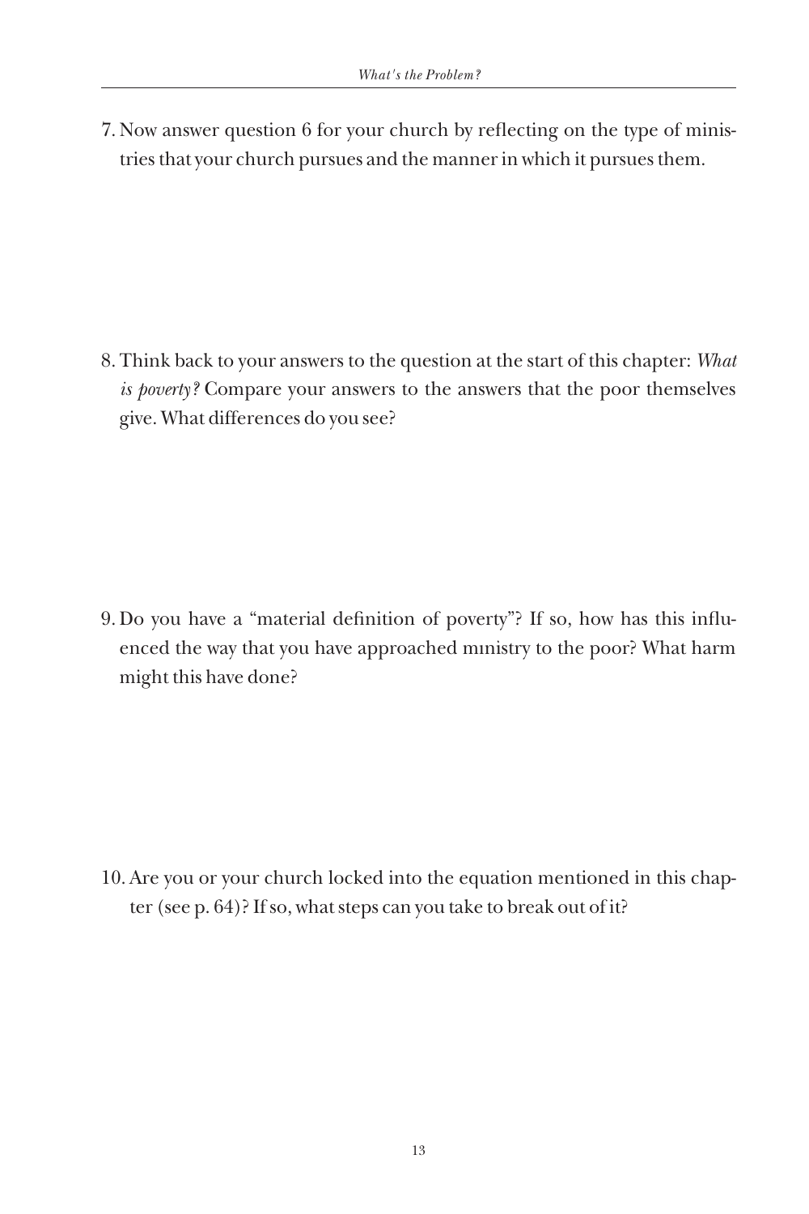7. Now answer question 6 for your church by reflecting on the type of ministries that your church pursues and the manner in which it pursues them.

8. Think back to your answers to the question at the start of this chapter: *What is poverty?* Compare your answers to the answers that the poor themselves give. What differences do you see?

9. Do you have a "material definition of poverty"? If so, how has this influenced the way that you have approached ministry to the poor? What harm might this have done?

10. Are you or your church locked into the equation mentioned in this chapter (see p. 64)? If so, what steps can you take to break out of it?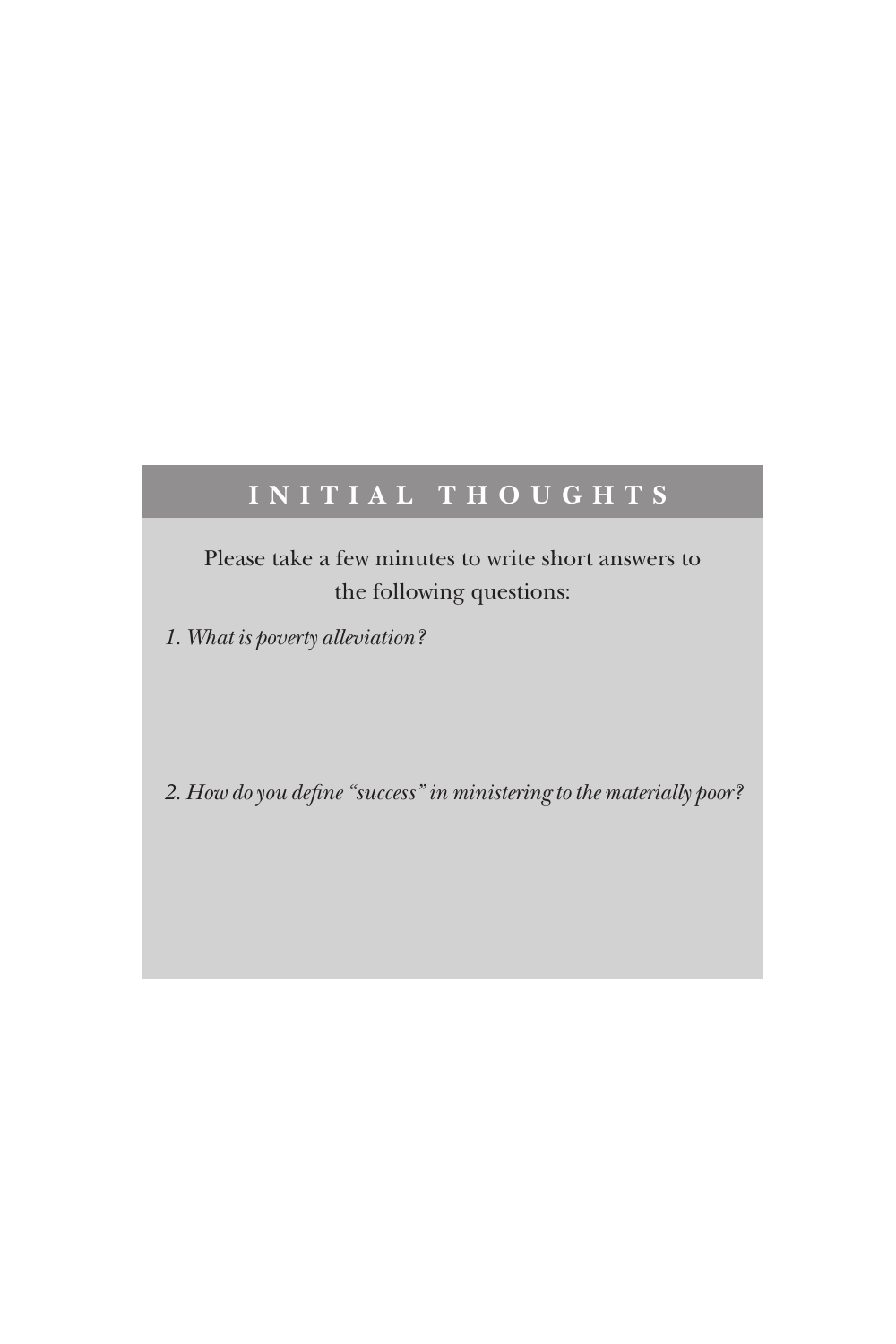## INITIAL THOUGHTS

Please take a few minutes to write short answers to the following questions:

*1. What is poverty alleviation?*

*2. How do you define "success" in ministering to the materially poor?*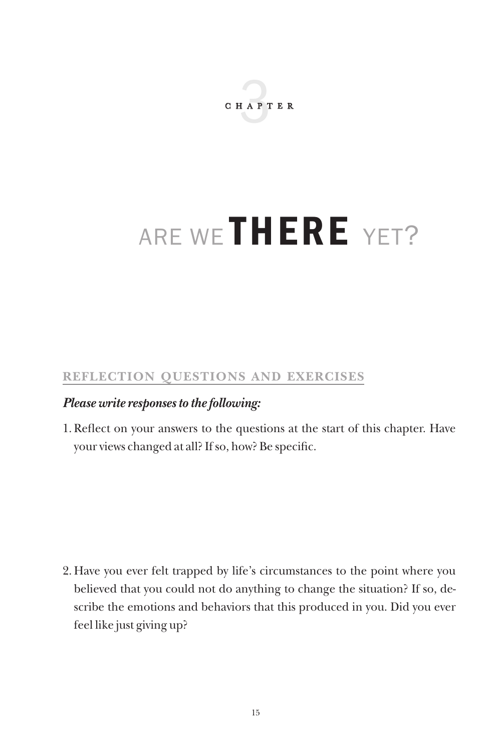CHAPTER 3

# ARE WE **THERE** YET?

## REFLECTION QUESTIONS AND EXERCISES

***Please write responses to the following:***

1. Reflect on your answers to the questions at the start of this chapter. Have your views changed at all? If so, how? Be specific.

2. Have you ever felt trapped by life's circumstances to the point where you believed that you could not do anything to change the situation? If so, describe the emotions and behaviors that this produced in you. Did you ever feel like just giving up?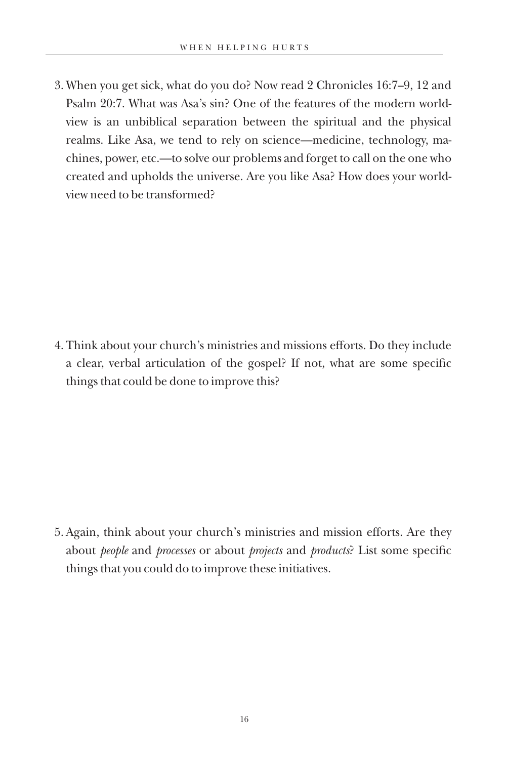3. When you get sick, what do you do? Now read 2 Chronicles 16:7–9, 12 and Psalm 20:7. What was Asa's sin? One of the features of the modern worldview is an unbiblical separation between the spiritual and the physical realms. Like Asa, we tend to rely on science—medicine, technology, machines, power, etc.—to solve our problems and forget to call on the one who created and upholds the universe. Are you like Asa? How does your worldview need to be transformed?

4. Think about your church's ministries and missions efforts. Do they include a clear, verbal articulation of the gospel? If not, what are some specific things that could be done to improve this?

5. Again, think about your church's ministries and mission efforts. Are they about *people* and *processes* or about *projects* and *products*? List some specific things that you could do to improve these initiatives.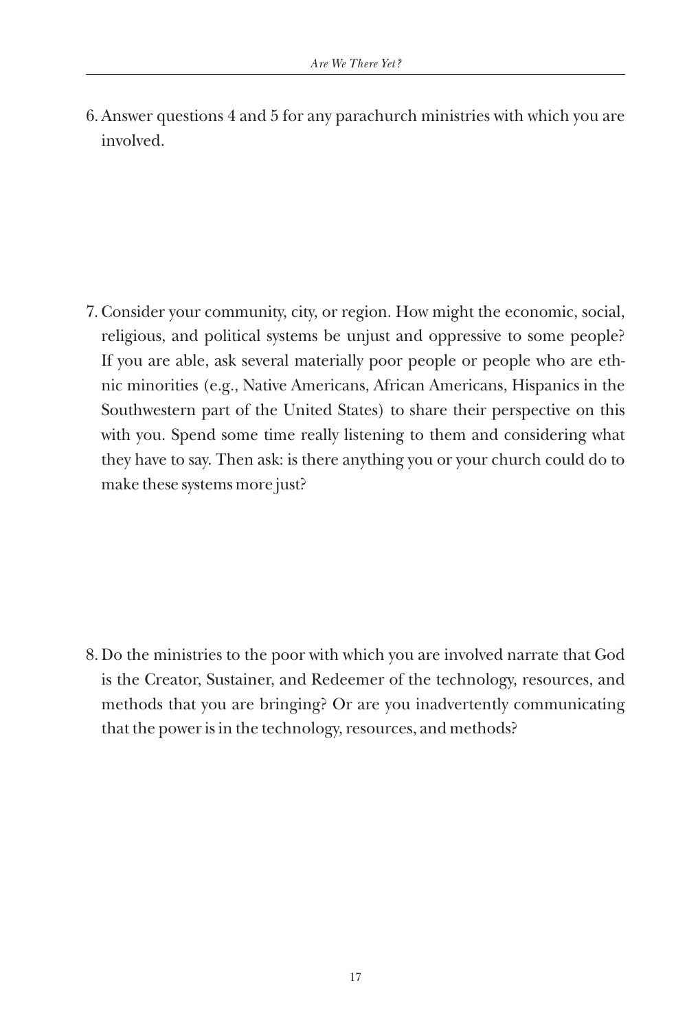6. Answer questions 4 and 5 for any parachurch ministries with which you are involved.

7. Consider your community, city, or region. How might the economic, social, religious, and political systems be unjust and oppressive to some people? If you are able, ask several materially poor people or people who are ethnic minorities (e.g., Native Americans, African Americans, Hispanics in the Southwestern part of the United States) to share their perspective on this with you. Spend some time really listening to them and considering what they have to say. Then ask: is there anything you or your church could do to make these systems more just?

8. Do the ministries to the poor with which you are involved narrate that God is the Creator, Sustainer, and Redeemer of the technology, resources, and methods that you are bringing? Or are you inadvertently communicating that the power is in the technology, resources, and methods?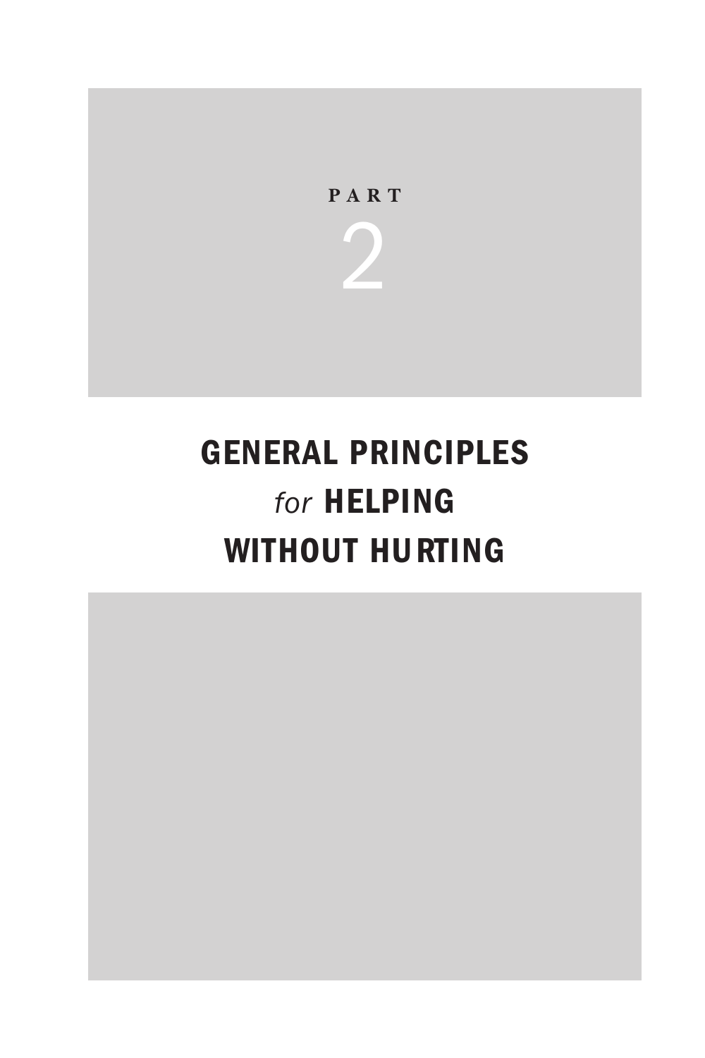# PART 2

# GENERAL PRINCIPLES *for* HELPING WITHOUT HURTING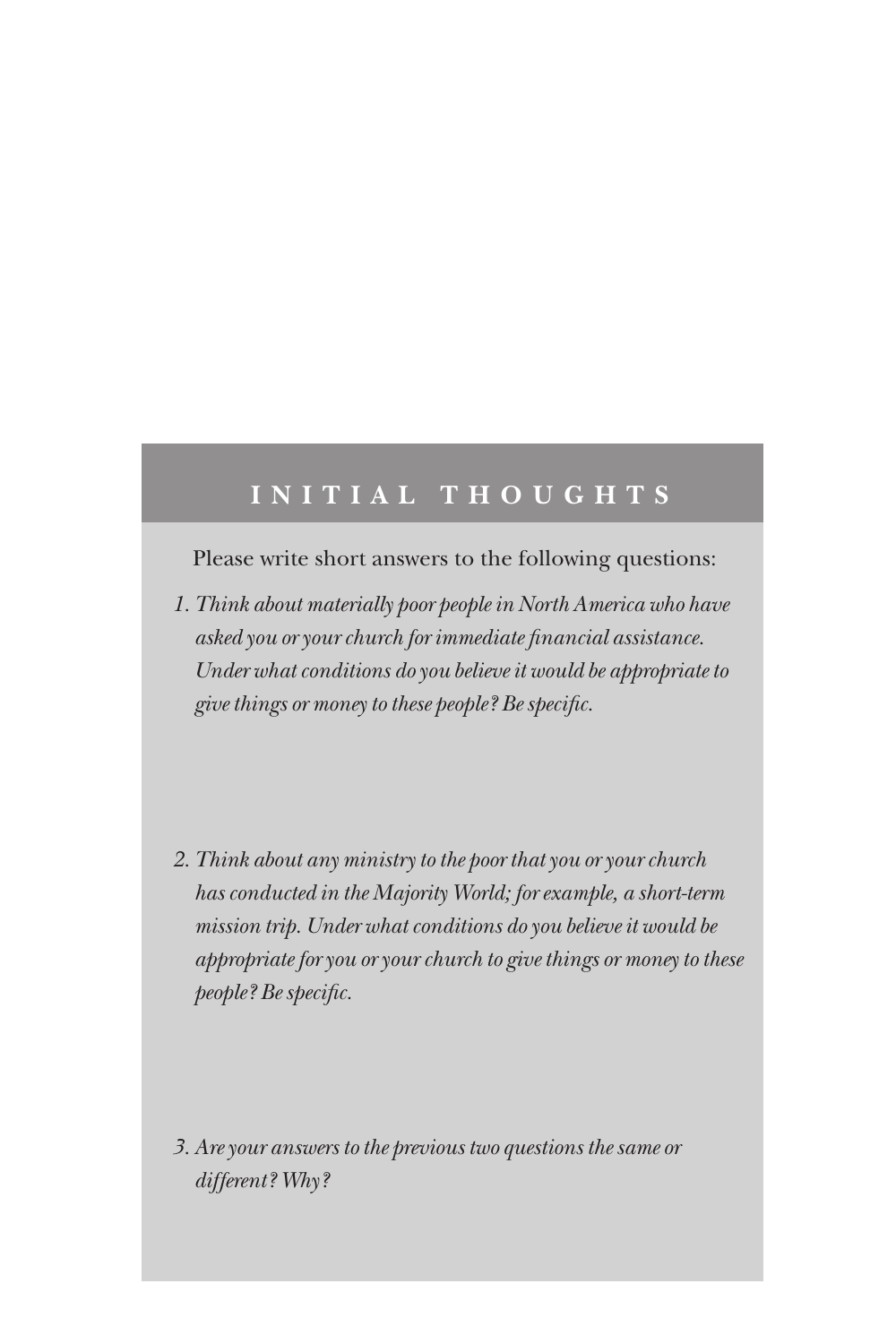## INITIAL THOUGHTS

Please write short answers to the following questions:

1. *Think about materially poor people in North America who have asked you or your church for immediate financial assistance. Under what conditions do you believe it would be appropriate to give things or money to these people? Be specific.*

2. *Think about any ministry to the poor that you or your church has conducted in the Majority World; for example, a short-term mission trip. Under what conditions do you believe it would be appropriate for you or your church to give things or money to these people? Be specific.*

3. *Are your answers to the previous two questions the same or different? Why?*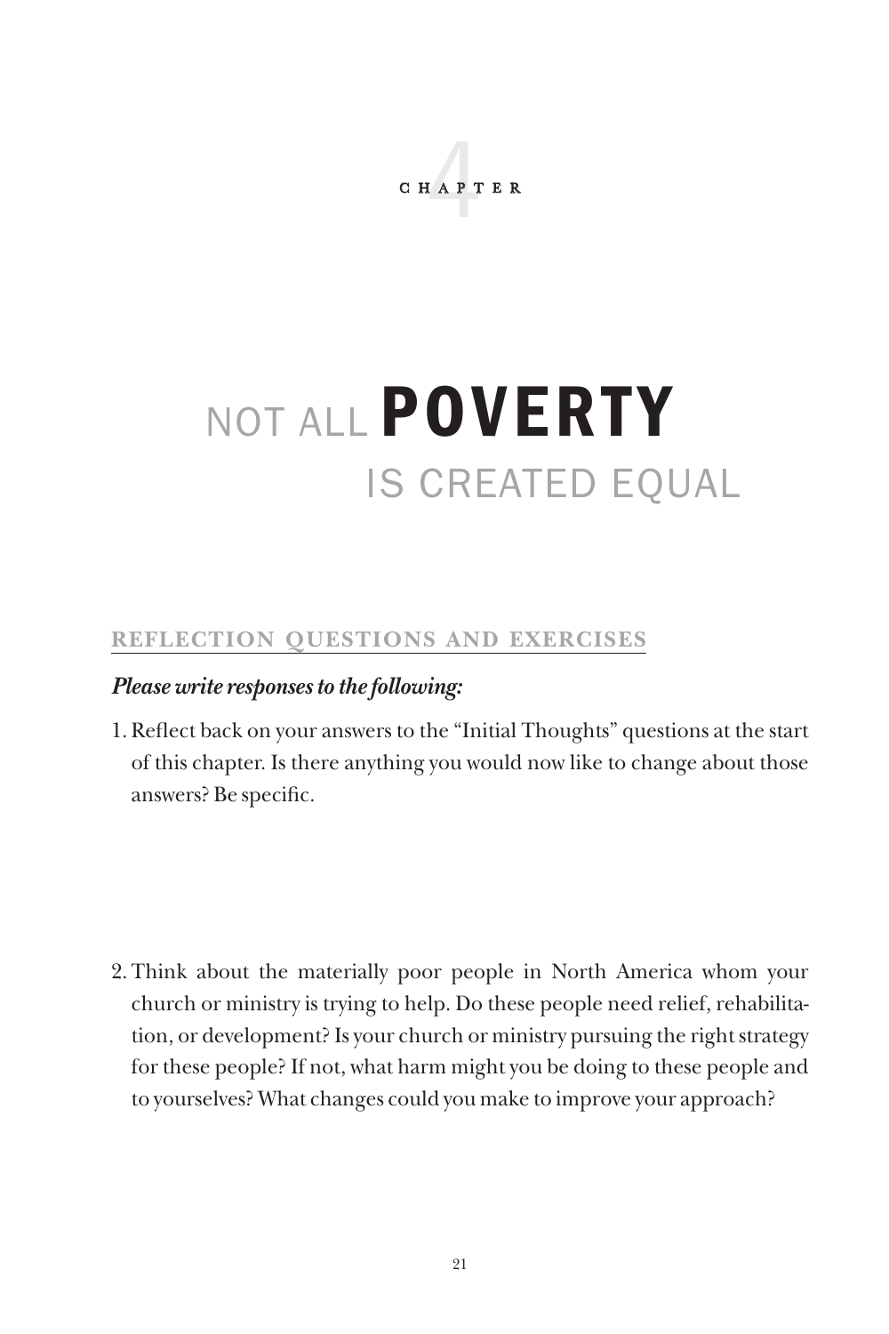CHAPTER 4

# NOT ALL **POVERTY** IS CREATED EQUAL

## REFLECTION QUESTIONS AND EXERCISES

***Please write responses to the following:***

1. Reflect back on your answers to the "Initial Thoughts" questions at the start of this chapter. Is there anything you would now like to change about those answers? Be specific.

2. Think about the materially poor people in North America whom your church or ministry is trying to help. Do these people need relief, rehabilitation, or development? Is your church or ministry pursuing the right strategy for these people? If not, what harm might you be doing to these people and to yourselves? What changes could you make to improve your approach?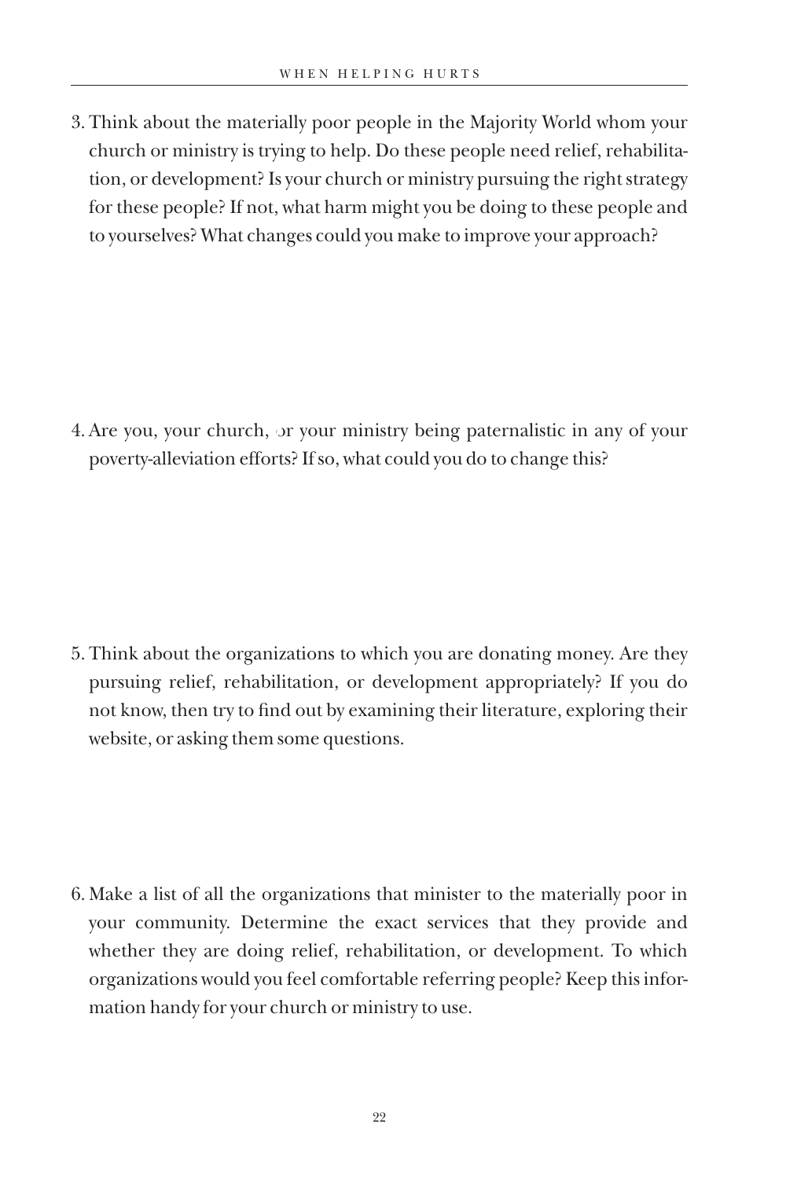3. Think about the materially poor people in the Majority World whom your church or ministry is trying to help. Do these people need relief, rehabilitation, or development? Is your church or ministry pursuing the right strategy for these people? If not, what harm might you be doing to these people and to yourselves? What changes could you make to improve your approach?

4. Are you, your church, or your ministry being paternalistic in any of your poverty-alleviation efforts? If so, what could you do to change this?

5. Think about the organizations to which you are donating money. Are they pursuing relief, rehabilitation, or development appropriately? If you do not know, then try to find out by examining their literature, exploring their website, or asking them some questions.

6. Make a list of all the organizations that minister to the materially poor in your community. Determine the exact services that they provide and whether they are doing relief, rehabilitation, or development. To which organizations would you feel comfortable referring people? Keep this information handy for your church or ministry to use.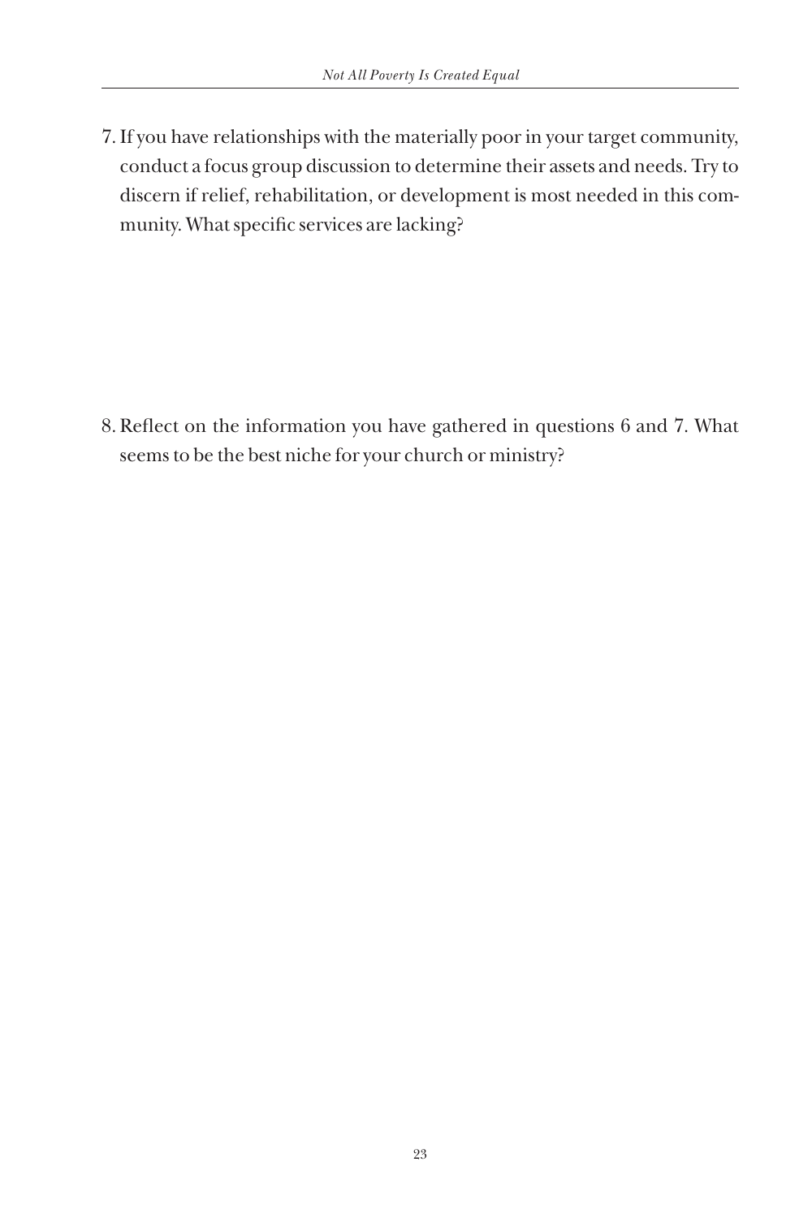7. If you have relationships with the materially poor in your target community, conduct a focus group discussion to determine their assets and needs. Try to discern if relief, rehabilitation, or development is most needed in this community. What specific services are lacking?

8. Reflect on the information you have gathered in questions 6 and 7. What seems to be the best niche for your church or ministry?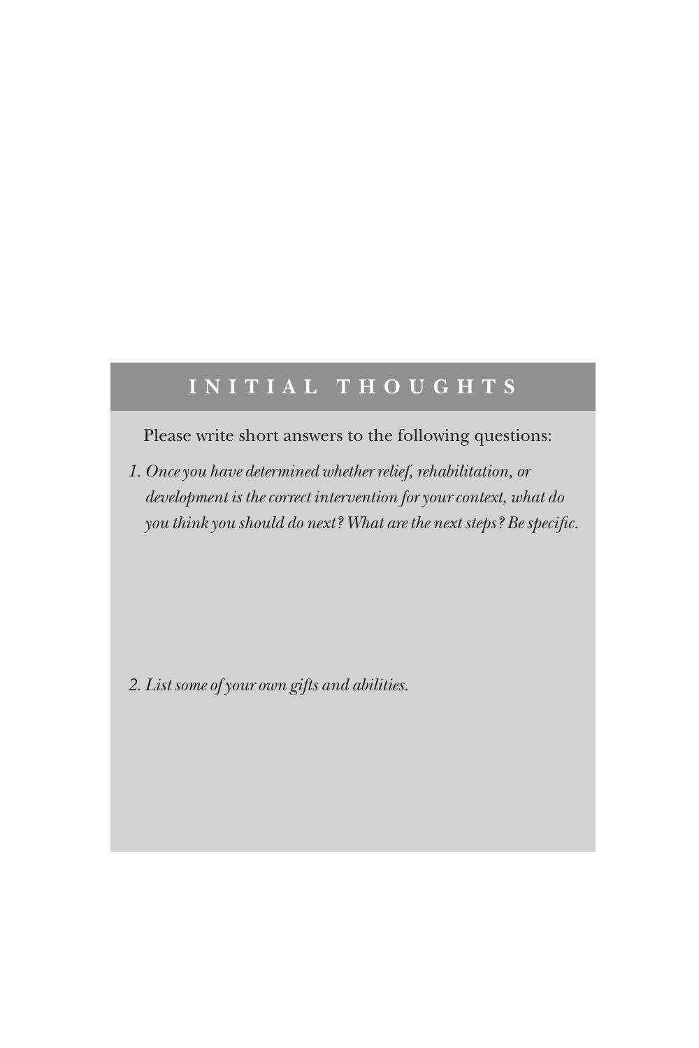## INITIAL THOUGHTS

Please write short answers to the following questions:

1. *Once you have determined whether relief, rehabilitation, or development is the correct intervention for your context, what do you think you should do next? What are the next steps? Be specific.*

2. *List some of your own gifts and abilities.*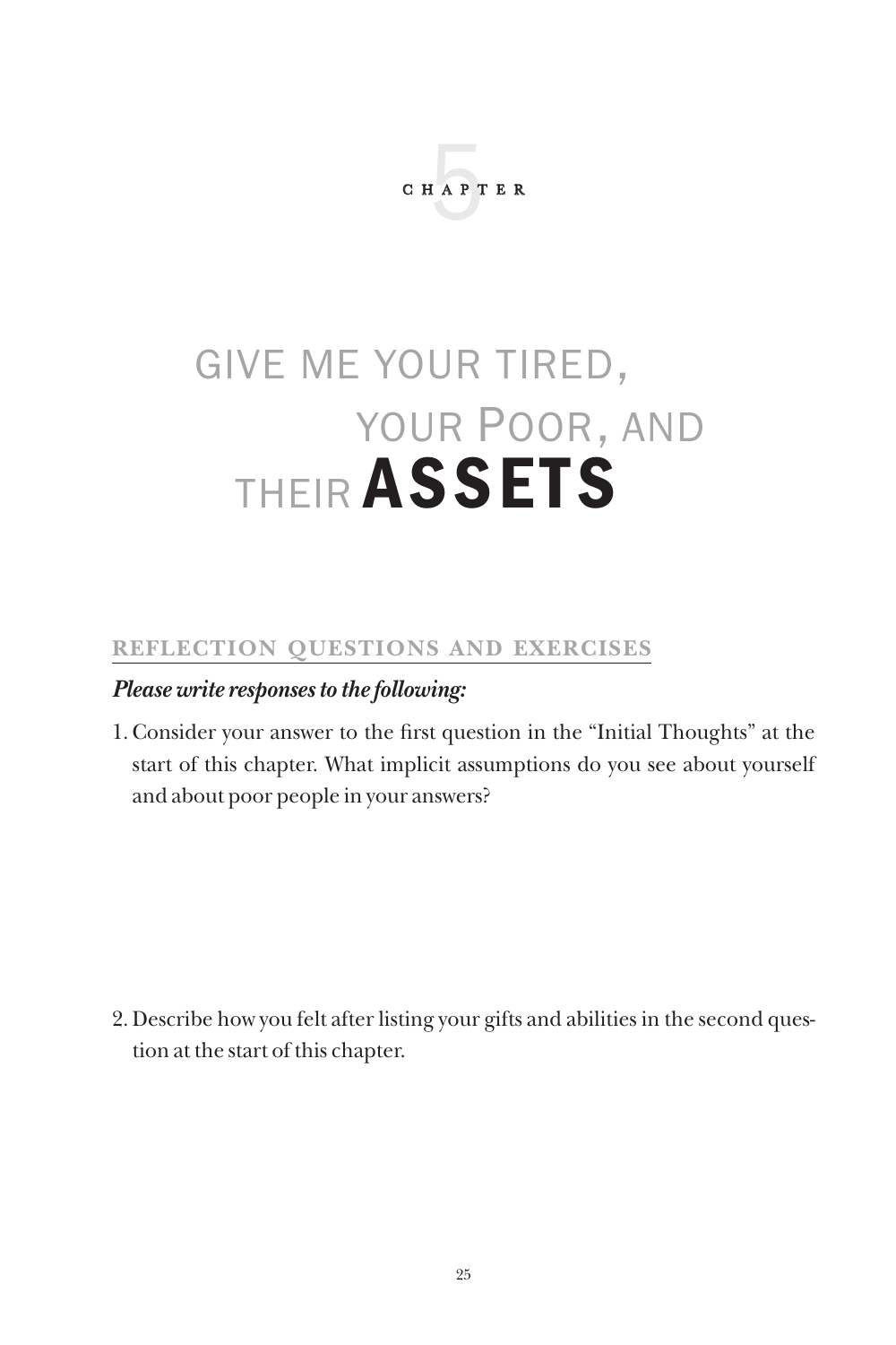CHAPTER 5

# GIVE ME YOUR TIRED, YOUR POOR, AND THEIR **ASSETS**

## REFLECTION QUESTIONS AND EXERCISES

***Please write responses to the following:***

1. Consider your answer to the first question in the "Initial Thoughts" at the start of this chapter. What implicit assumptions do you see about yourself and about poor people in your answers?

2. Describe how you felt after listing your gifts and abilities in the second question at the start of this chapter.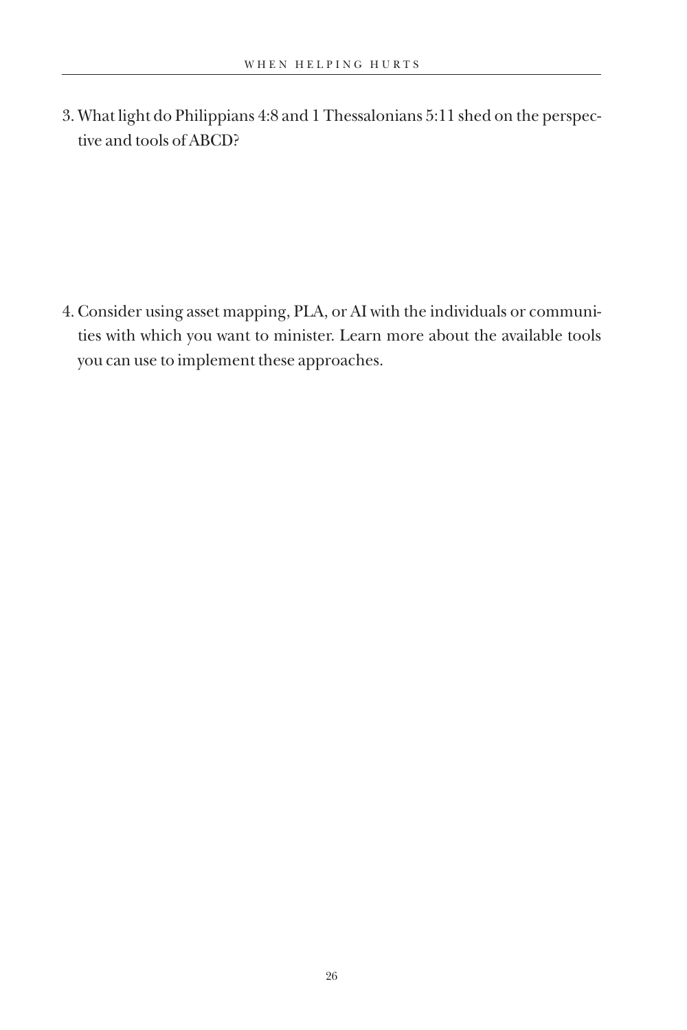3. What light do Philippians 4:8 and 1 Thessalonians 5:11 shed on the perspective and tools of ABCD?

4. Consider using asset mapping, PLA, or AI with the individuals or communities with which you want to minister. Learn more about the available tools you can use to implement these approaches.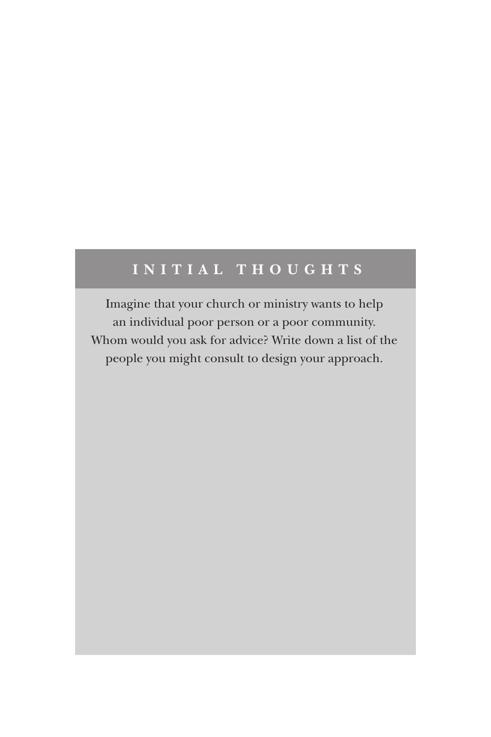## INITIAL THOUGHTS

Imagine that your church or ministry wants to help an individual poor person or a poor community. Whom would you ask for advice? Write down a list of the people you might consult to design your approach.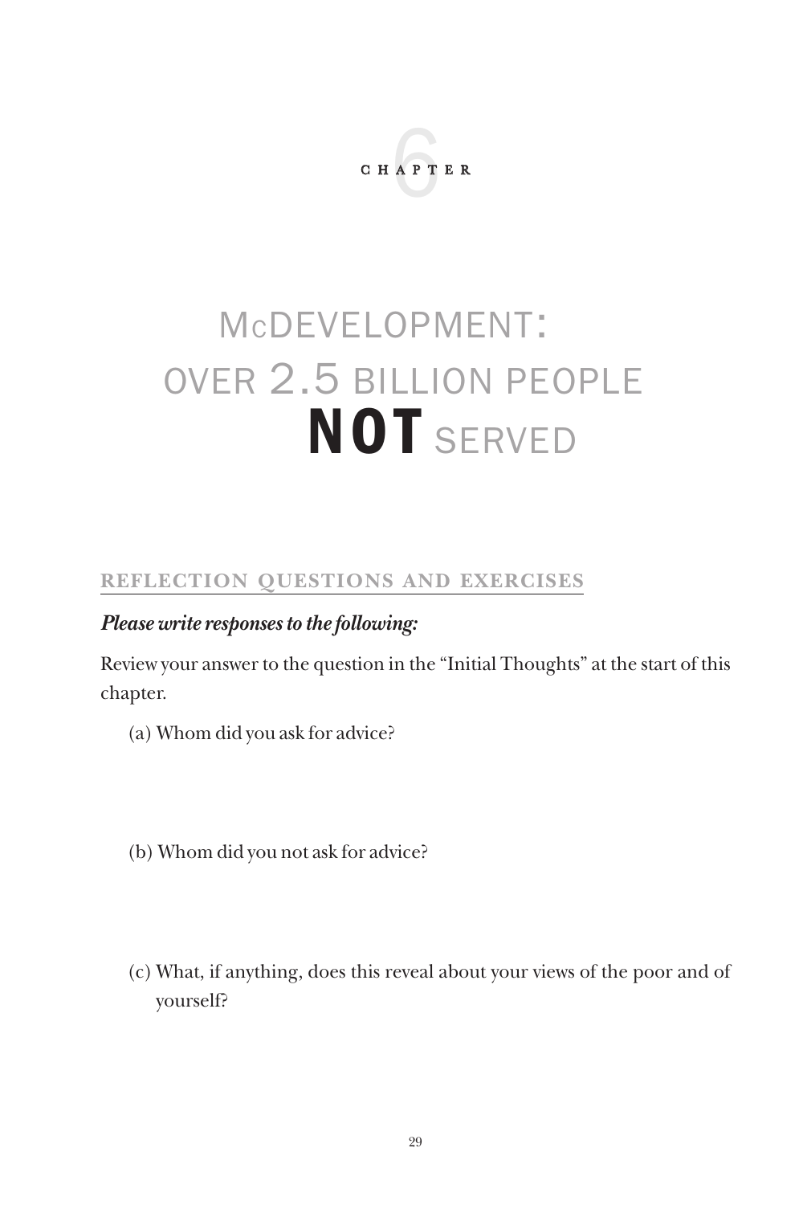CHAPTER 6

# McDEVELOPMENT: OVER 2.5 BILLION PEOPLE **NOT** SERVED

## REFLECTION QUESTIONS AND EXERCISES

***Please write responses to the following:***

Review your answer to the question in the "Initial Thoughts" at the start of this chapter.

(a) Whom did you ask for advice?

(b) Whom did you not ask for advice?

(c) What, if anything, does this reveal about your views of the poor and of yourself?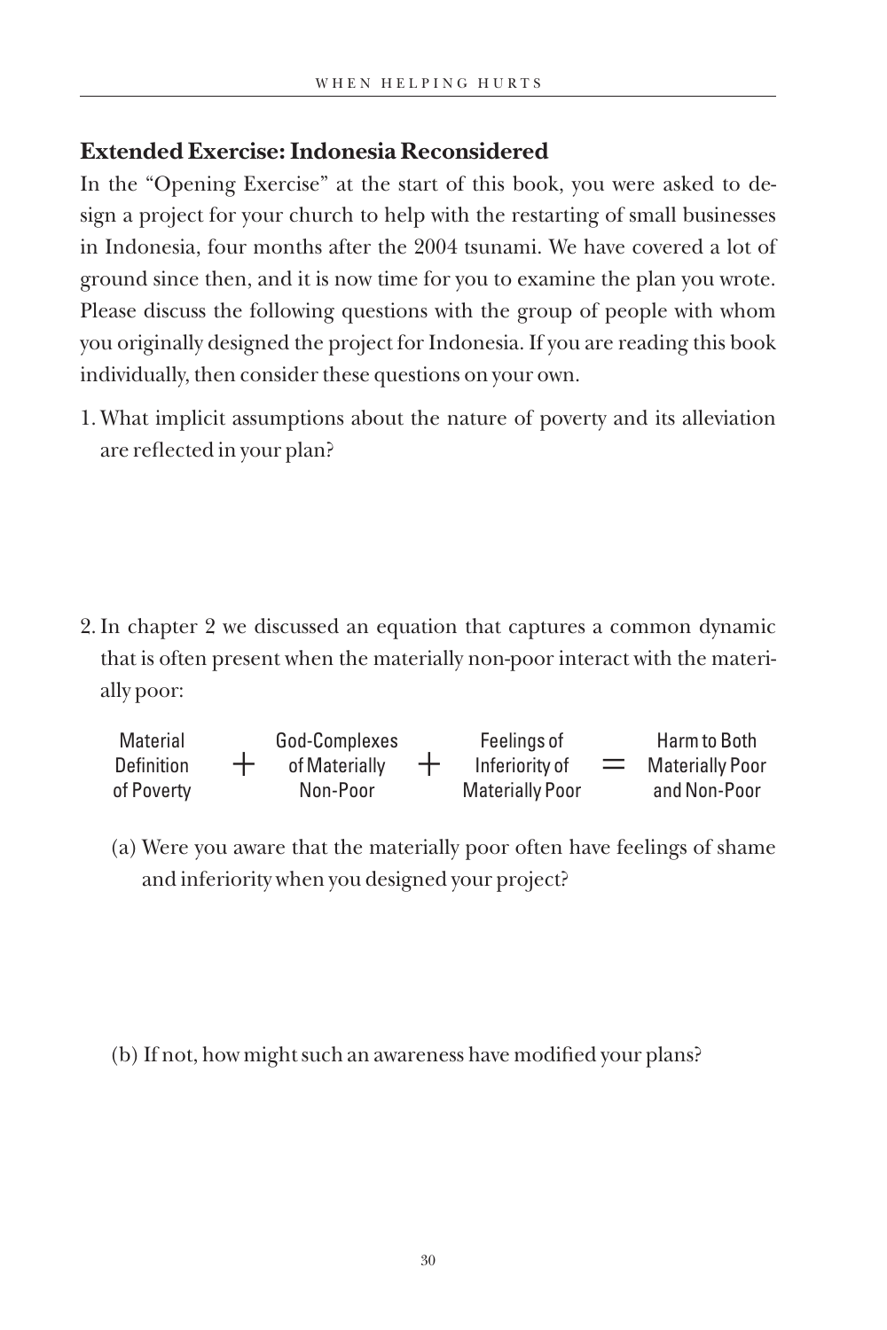## Extended Exercise: Indonesia Reconsidered

In the "Opening Exercise" at the start of this book, you were asked to design a project for your church to help with the restarting of small businesses in Indonesia, four months after the 2004 tsunami. We have covered a lot of ground since then, and it is now time for you to examine the plan you wrote. Please discuss the following questions with the group of people with whom you originally designed the project for Indonesia. If you are reading this book individually, then consider these questions on your own.

1. What implicit assumptions about the nature of poverty and its alleviation are reflected in your plan?

2. In chapter 2 we discussed an equation that captures a common dynamic that is often present when the materially non-poor interact with the materially poor:

| Material Definition of Poverty | + | God-Complexes of Materially Non-Poor | + | Feelings of Inferiority of Materially Poor | = | Harm to Both Materially Poor and Non-Poor |
|---|---|---|---|---|---|---|

   (a) Were you aware that the materially poor often have feelings of shame and inferiority when you designed your project?

   (b) If not, how might such an awareness have modified your plans?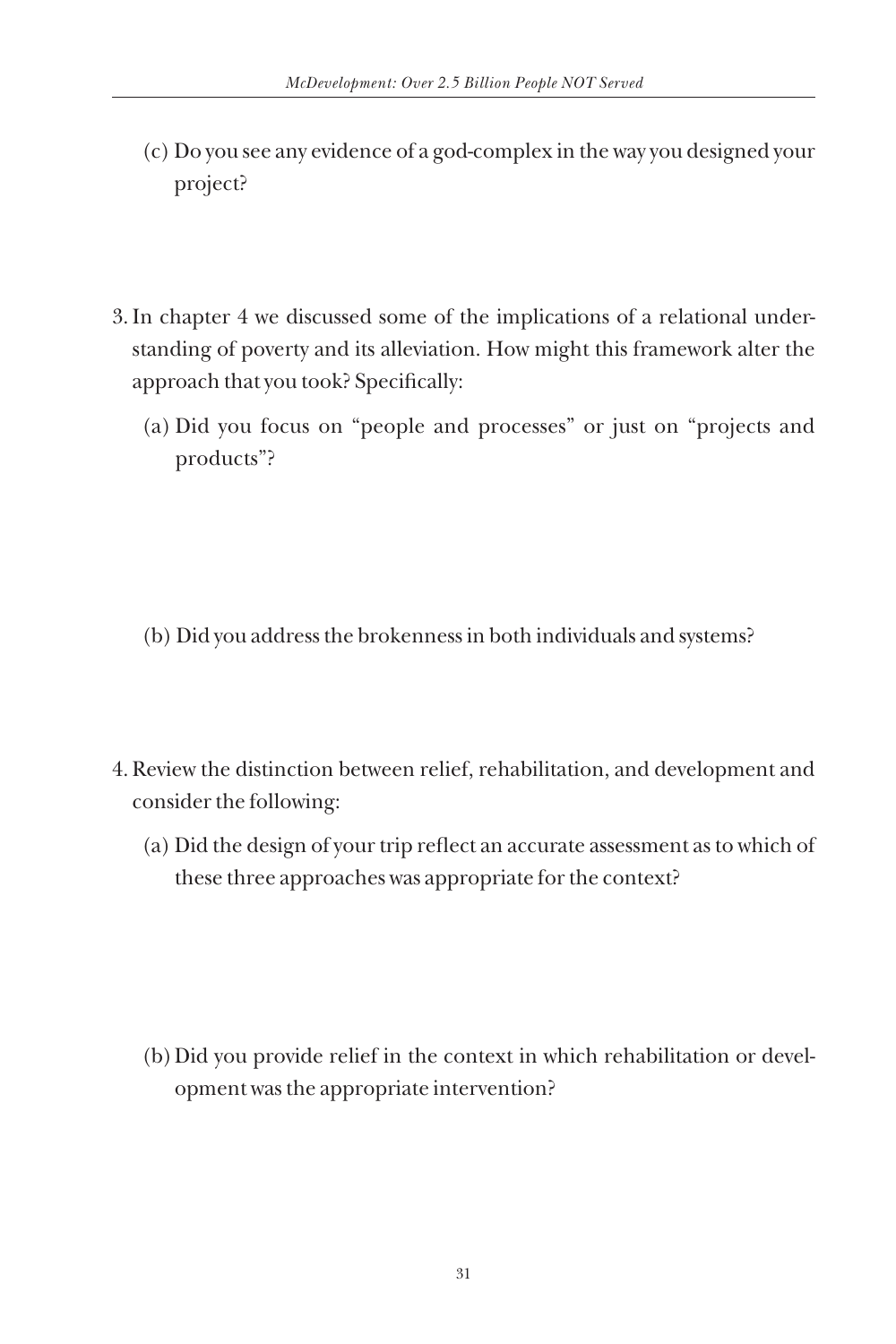(c) Do you see any evidence of a god-complex in the way you designed your project?

3. In chapter 4 we discussed some of the implications of a relational understanding of poverty and its alleviation. How might this framework alter the approach that you took? Specifically:

    (a) Did you focus on "people and processes" or just on "projects and products"?

    (b) Did you address the brokenness in both individuals and systems?

4. Review the distinction between relief, rehabilitation, and development and consider the following:

    (a) Did the design of your trip reflect an accurate assessment as to which of these three approaches was appropriate for the context?

    (b) Did you provide relief in the context in which rehabilitation or development was the appropriate intervention?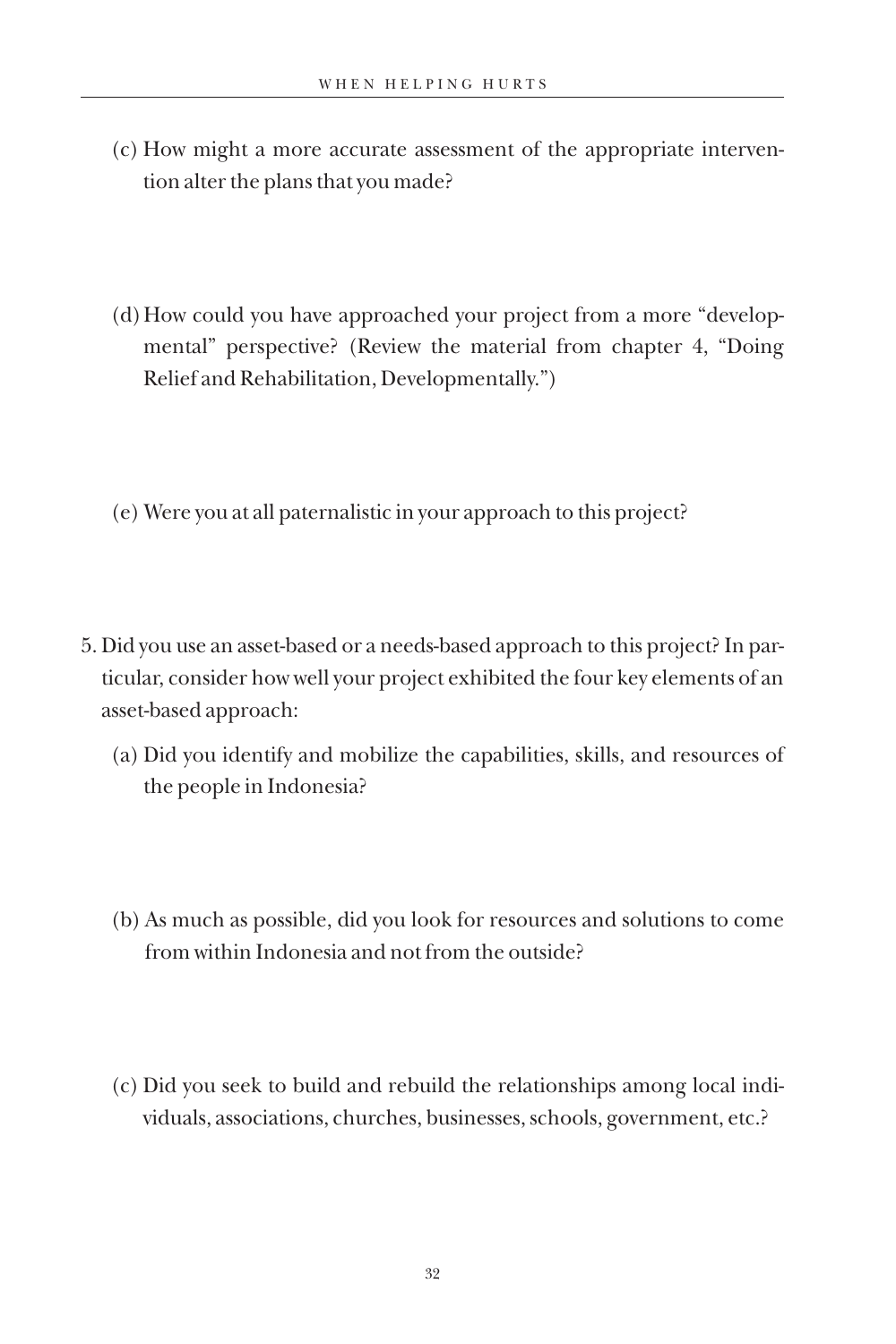(c) How might a more accurate assessment of the appropriate intervention alter the plans that you made?

(d) How could you have approached your project from a more "developmental" perspective? (Review the material from chapter 4, "Doing Relief and Rehabilitation, Developmentally.")

(e) Were you at all paternalistic in your approach to this project?

5. Did you use an asset-based or a needs-based approach to this project? In particular, consider how well your project exhibited the four key elements of an asset-based approach:

   (a) Did you identify and mobilize the capabilities, skills, and resources of the people in Indonesia?

   (b) As much as possible, did you look for resources and solutions to come from within Indonesia and not from the outside?

   (c) Did you seek to build and rebuild the relationships among local individuals, associations, churches, businesses, schools, government, etc.?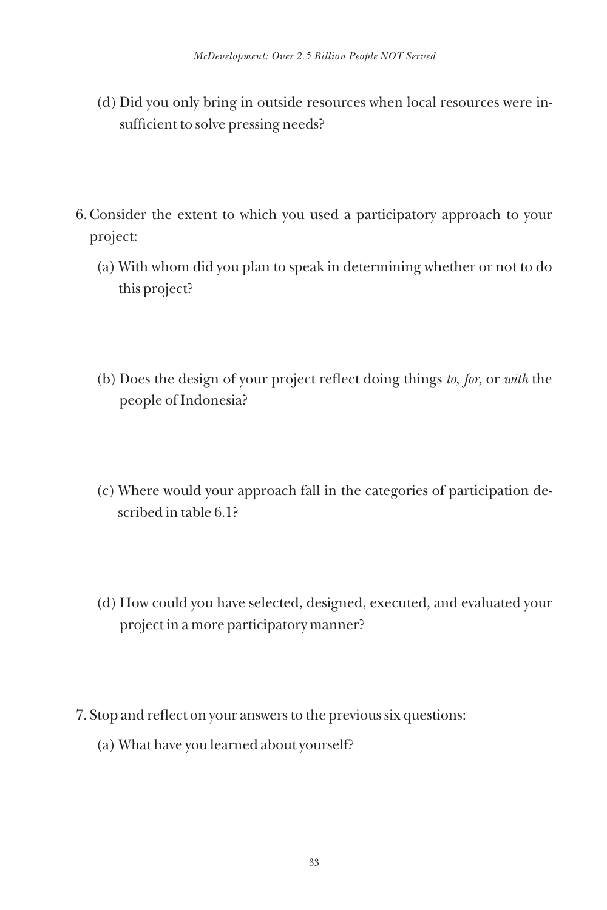(d) Did you only bring in outside resources when local resources were insufficient to solve pressing needs?

6. Consider the extent to which you used a participatory approach to your project:

    (a) With whom did you plan to speak in determining whether or not to do this project?

    (b) Does the design of your project reflect doing things *to*, *for*, or *with* the people of Indonesia?

    (c) Where would your approach fall in the categories of participation described in table 6.1?

    (d) How could you have selected, designed, executed, and evaluated your project in a more participatory manner?

7. Stop and reflect on your answers to the previous six questions:

    (a) What have you learned about yourself?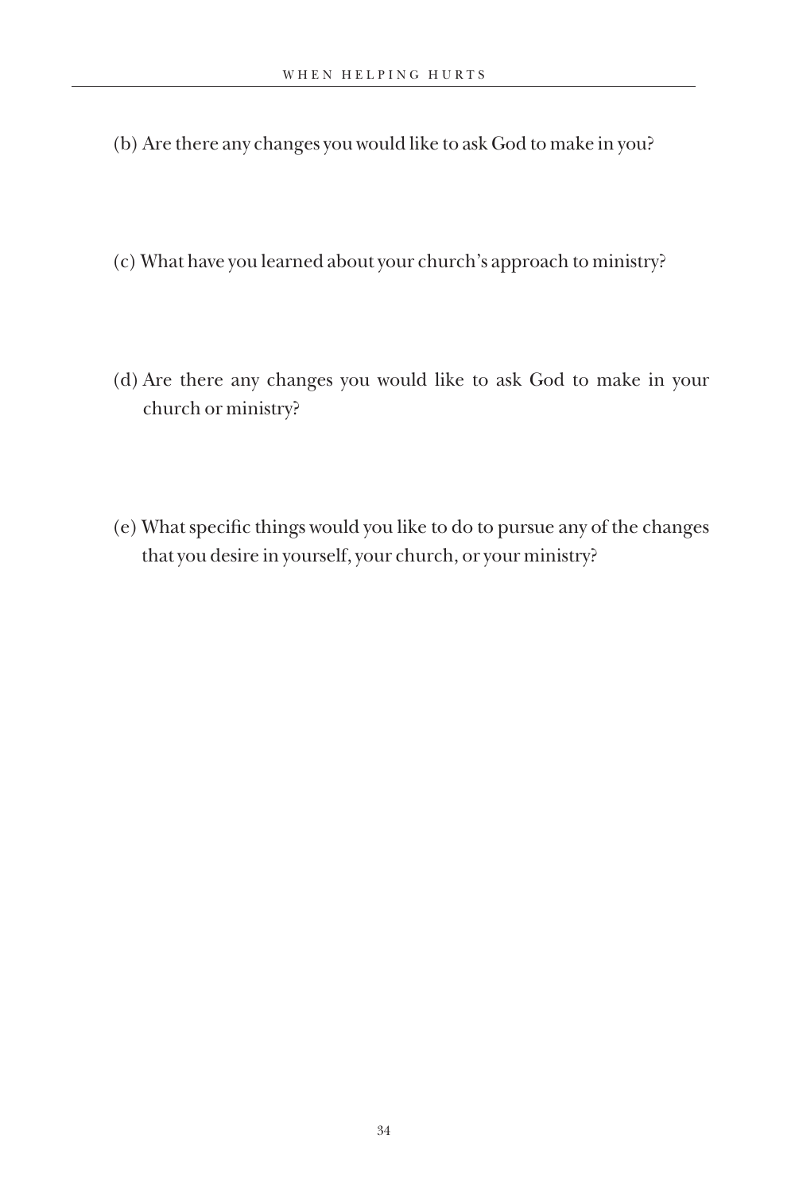(b) Are there any changes you would like to ask God to make in you?

(c) What have you learned about your church's approach to ministry?

(d) Are there any changes you would like to ask God to make in your church or ministry?

(e) What specific things would you like to do to pursue any of the changes that you desire in yourself, your church, or your ministry?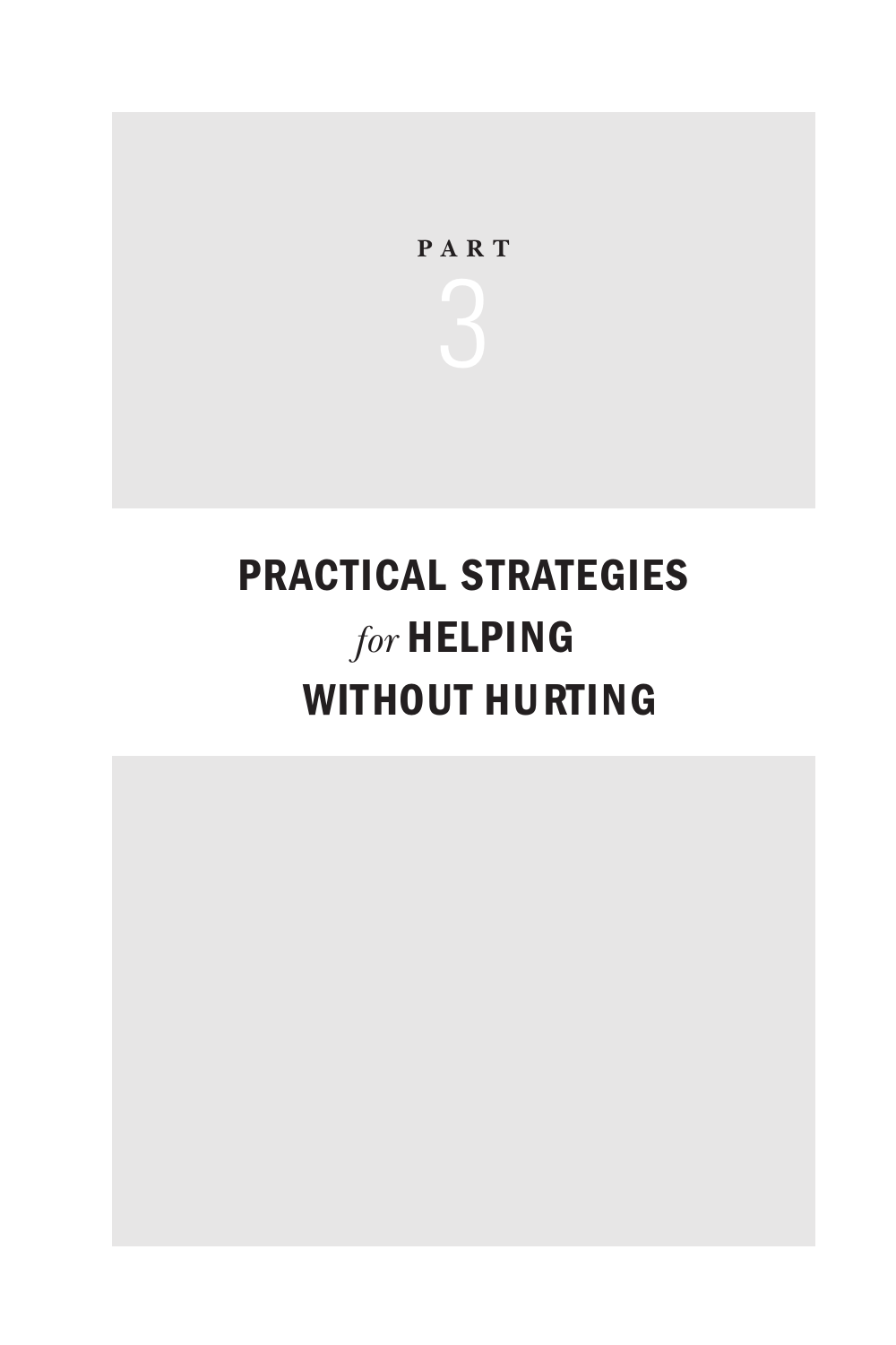# PART 3

# PRACTICAL STRATEGIES *for* HELPING WITHOUT HURTING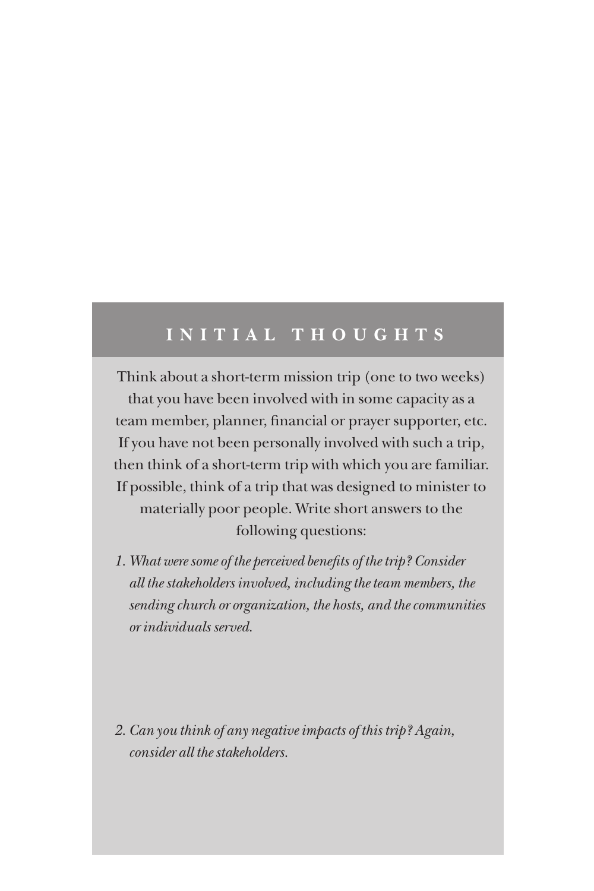## INITIAL THOUGHTS

Think about a short-term mission trip (one to two weeks) that you have been involved with in some capacity as a team member, planner, financial or prayer supporter, etc. If you have not been personally involved with such a trip, then think of a short-term trip with which you are familiar. If possible, think of a trip that was designed to minister to materially poor people. Write short answers to the following questions:

1. *What were some of the perceived benefits of the trip? Consider all the stakeholders involved, including the team members, the sending church or organization, the hosts, and the communities or individuals served.*

2. *Can you think of any negative impacts of this trip? Again, consider all the stakeholders.*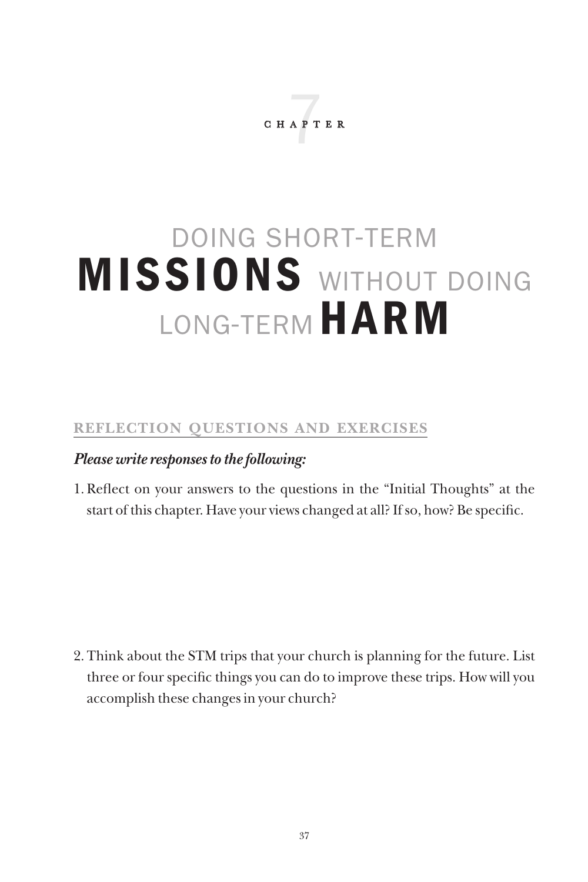CHAPTER 7

# DOING SHORT-TERM MISSIONS WITHOUT DOING LONG-TERM HARM

## REFLECTION QUESTIONS AND EXERCISES

***Please write responses to the following:***

1. Reflect on your answers to the questions in the "Initial Thoughts" at the start of this chapter. Have your views changed at all? If so, how? Be specific.

2. Think about the STM trips that your church is planning for the future. List three or four specific things you can do to improve these trips. How will you accomplish these changes in your church?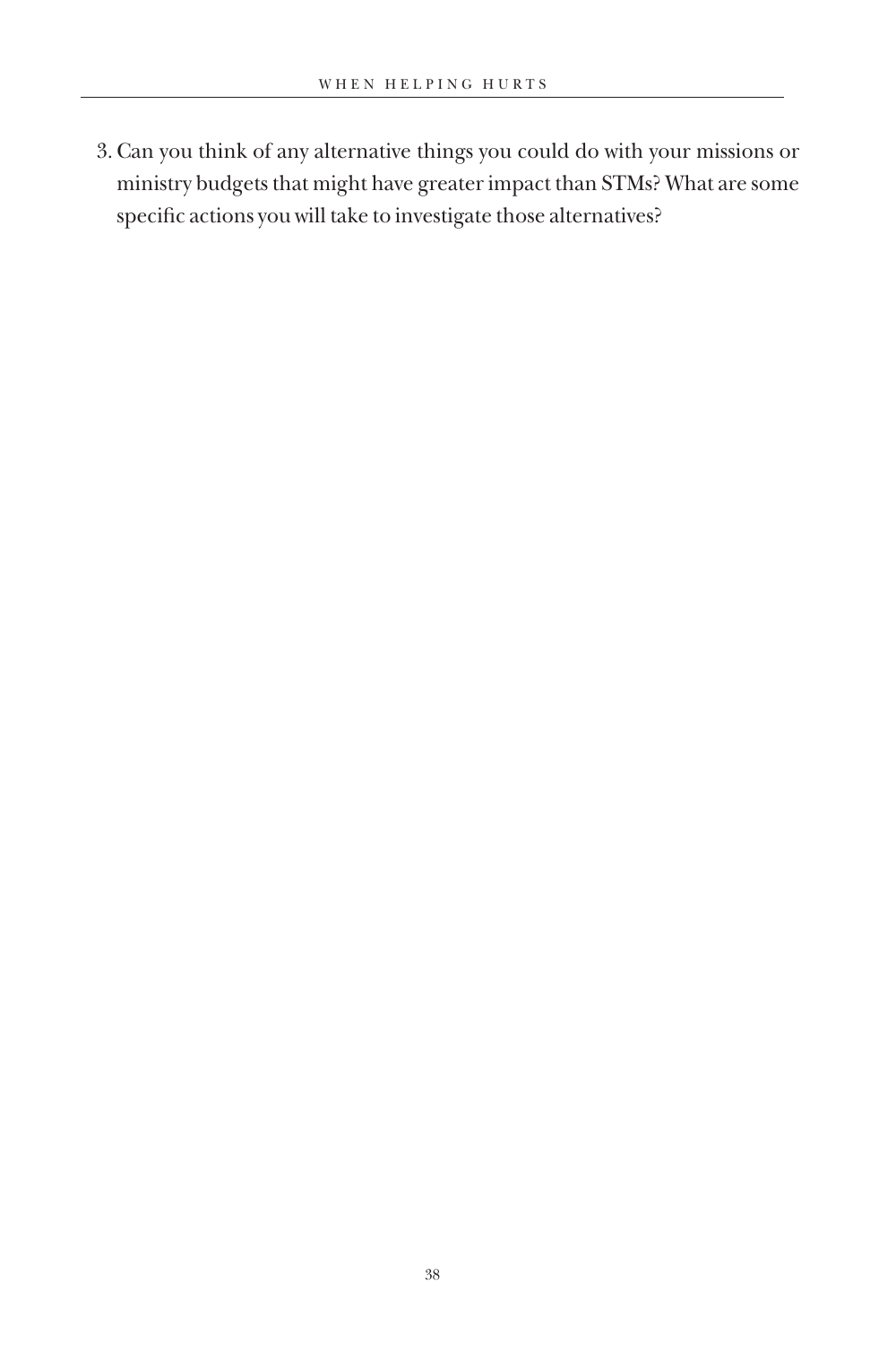3. Can you think of any alternative things you could do with your missions or ministry budgets that might have greater impact than STMs? What are some specific actions you will take to investigate those alternatives?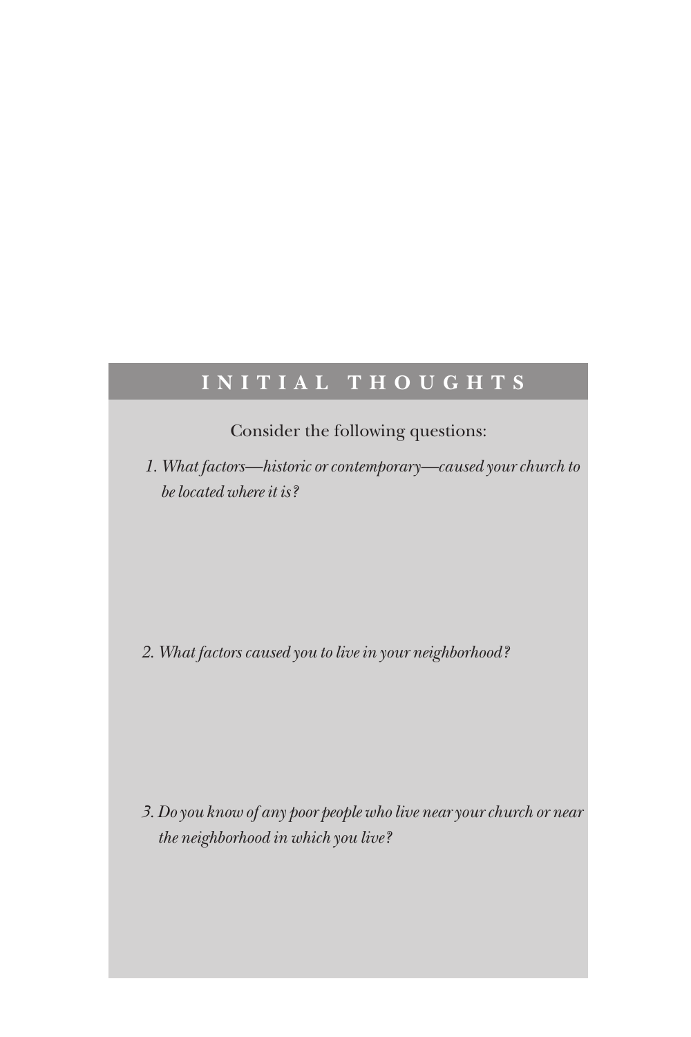## INITIAL THOUGHTS

Consider the following questions:

1. *What factors—historic or contemporary—caused your church to be located where it is?*

2. *What factors caused you to live in your neighborhood?*

3. *Do you know of any poor people who live near your church or near the neighborhood in which you live?*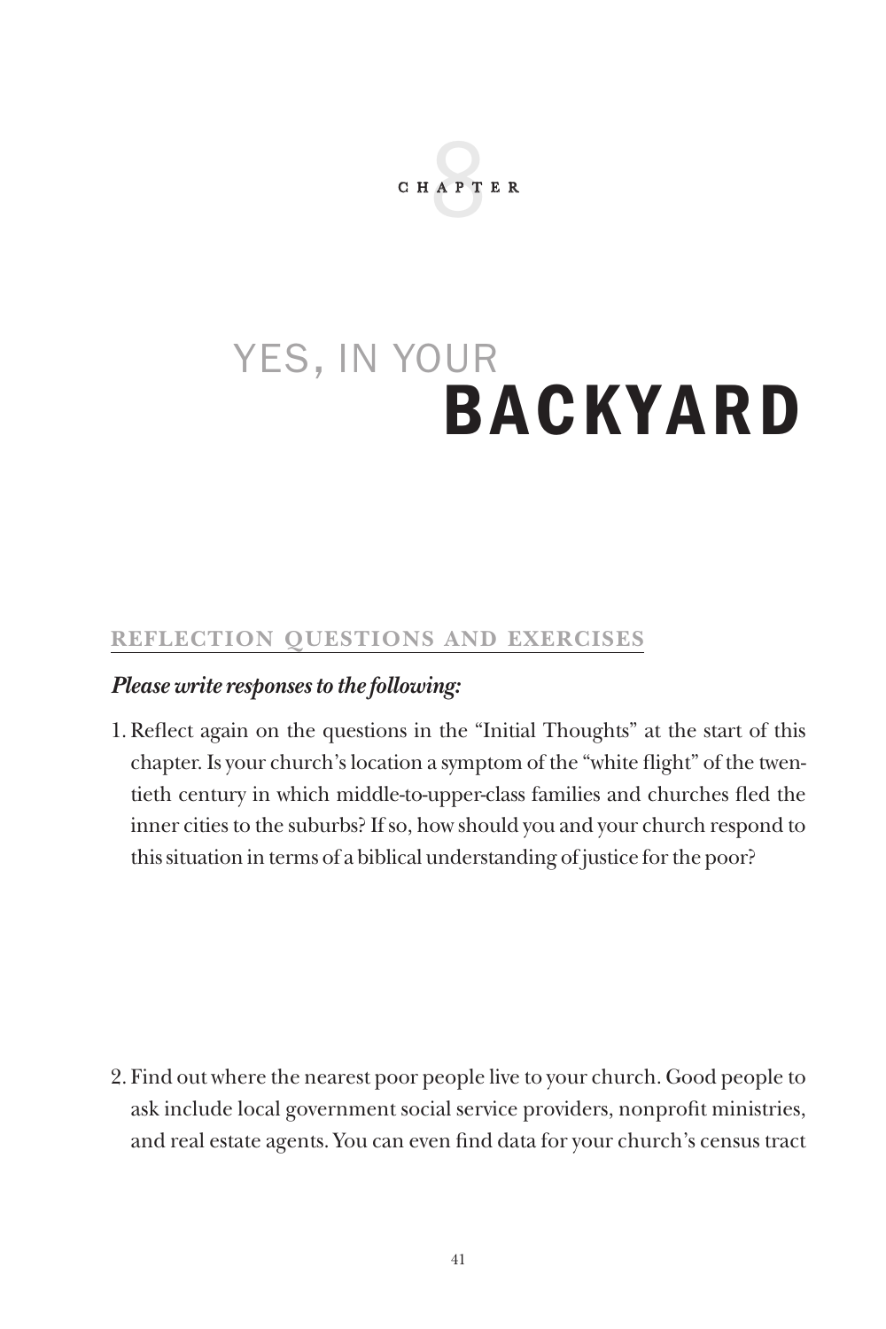# CHAPTER 8

# YES, IN YOUR BACKYARD

## REFLECTION QUESTIONS AND EXERCISES

***Please write responses to the following:***

1. Reflect again on the questions in the "Initial Thoughts" at the start of this chapter. Is your church's location a symptom of the "white flight" of the twentieth century in which middle-to-upper-class families and churches fled the inner cities to the suburbs? If so, how should you and your church respond to this situation in terms of a biblical understanding of justice for the poor?

2. Find out where the nearest poor people live to your church. Good people to ask include local government social service providers, nonprofit ministries, and real estate agents. You can even find data for your church's census tract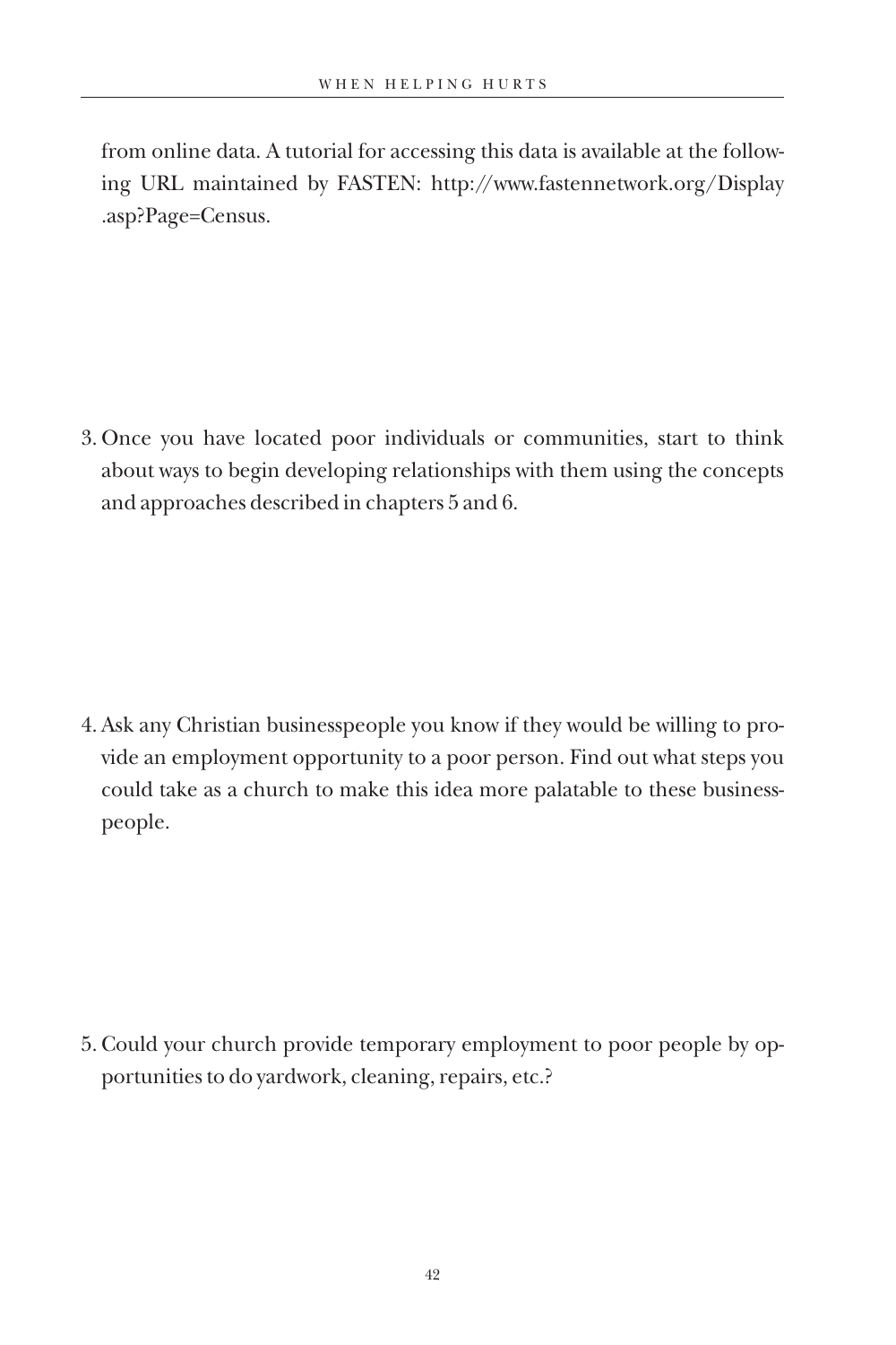from online data. A tutorial for accessing this data is available at the following URL maintained by FASTEN: http://www.fastennetwork.org/Display.asp?Page=Census.

3. Once you have located poor individuals or communities, start to think about ways to begin developing relationships with them using the concepts and approaches described in chapters 5 and 6.

4. Ask any Christian businesspeople you know if they would be willing to provide an employment opportunity to a poor person. Find out what steps you could take as a church to make this idea more palatable to these businesspeople.

5. Could your church provide temporary employment to poor people by opportunities to do yardwork, cleaning, repairs, etc.?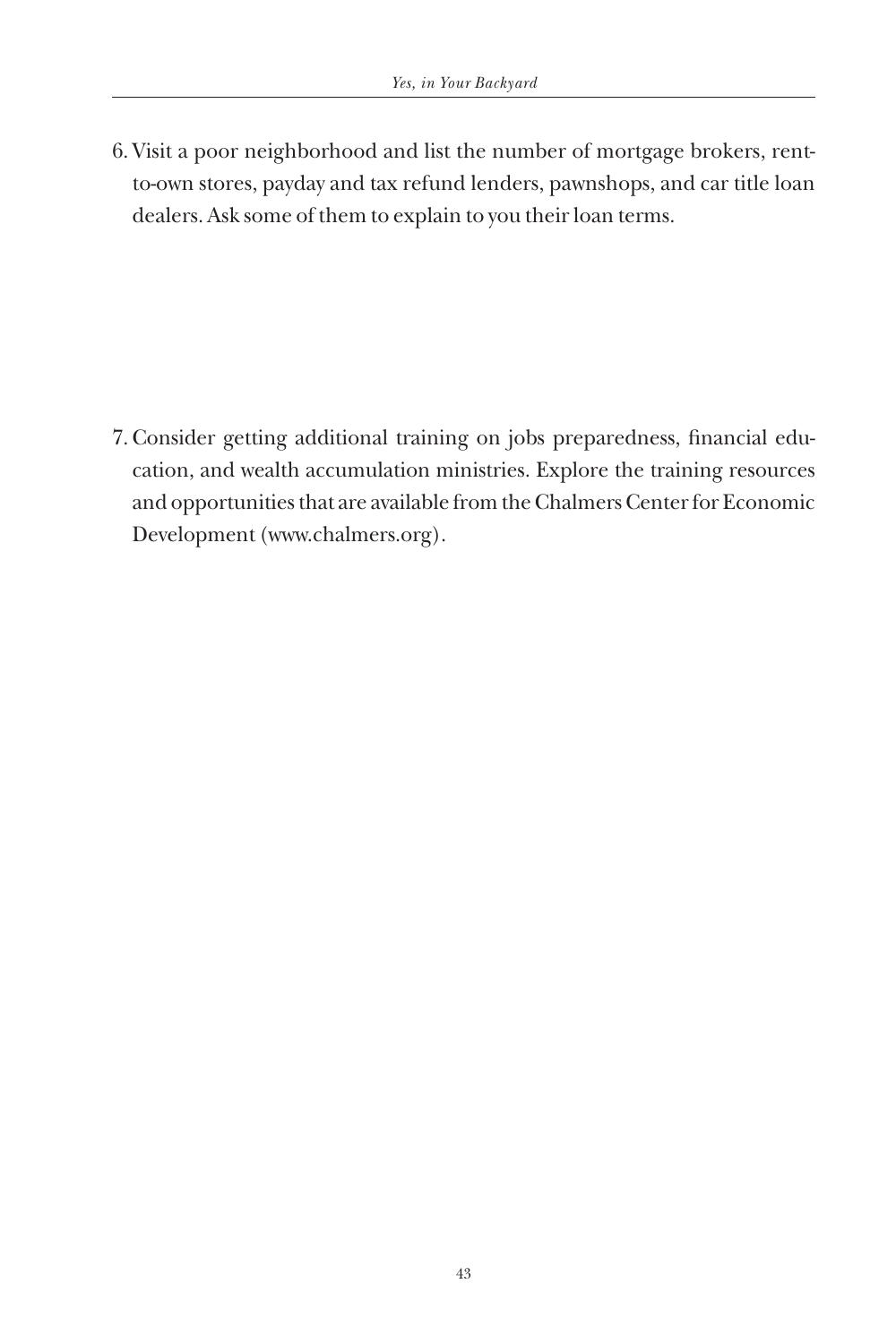6. Visit a poor neighborhood and list the number of mortgage brokers, rent-to-own stores, payday and tax refund lenders, pawnshops, and car title loan dealers. Ask some of them to explain to you their loan terms.

7. Consider getting additional training on jobs preparedness, financial education, and wealth accumulation ministries. Explore the training resources and opportunities that are available from the Chalmers Center for Economic Development (www.chalmers.org).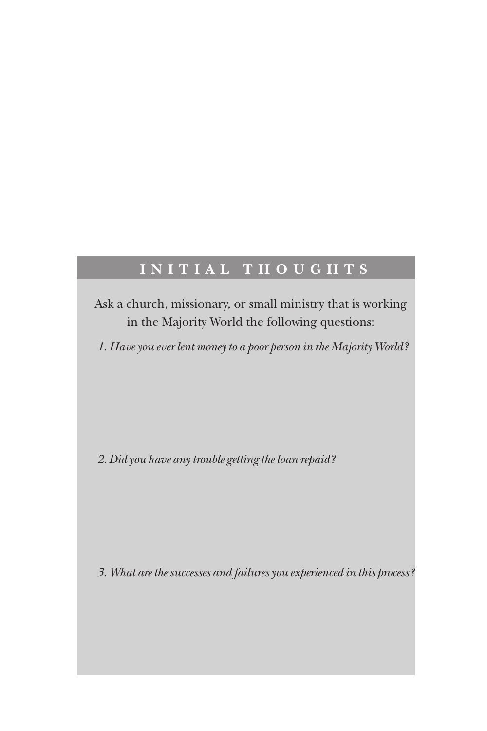## INITIAL THOUGHTS

Ask a church, missionary, or small ministry that is working in the Majority World the following questions:

1. *Have you ever lent money to a poor person in the Majority World?*

2. *Did you have any trouble getting the loan repaid?*

3. *What are the successes and failures you experienced in this process?*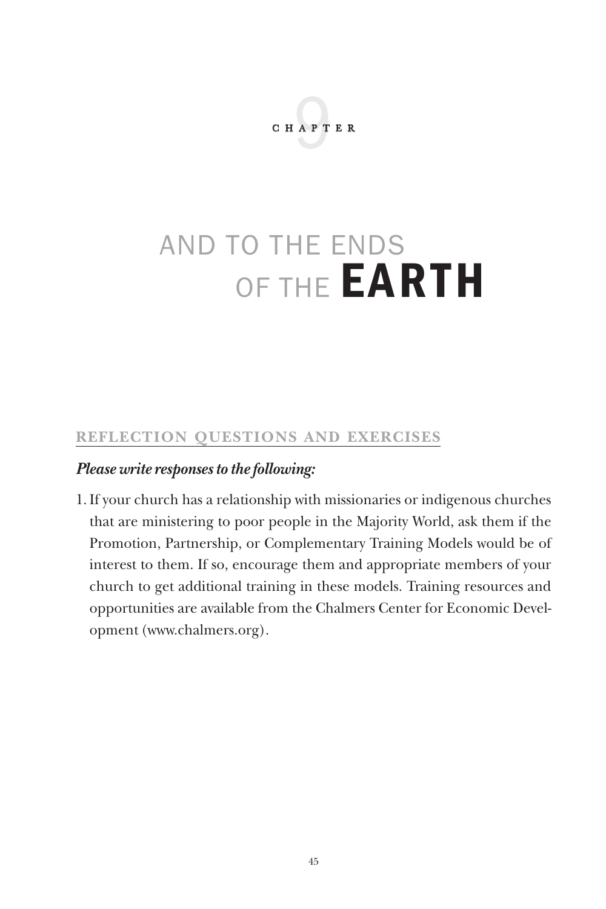CHAPTER 9

# AND TO THE ENDS OF THE **EARTH**

## REFLECTION QUESTIONS AND EXERCISES

***Please write responses to the following:***

1. If your church has a relationship with missionaries or indigenous churches that are ministering to poor people in the Majority World, ask them if the Promotion, Partnership, or Complementary Training Models would be of interest to them. If so, encourage them and appropriate members of your church to get additional training in these models. Training resources and opportunities are available from the Chalmers Center for Economic Development (www.chalmers.org).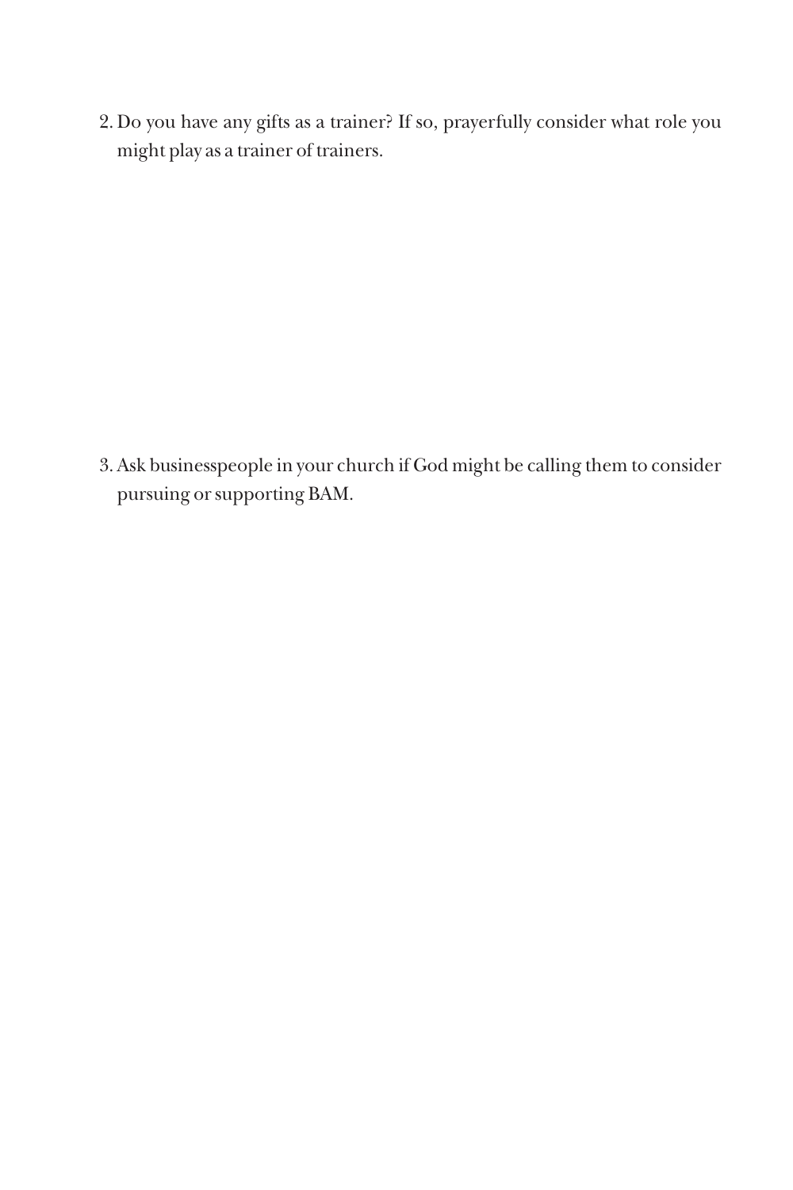2. Do you have any gifts as a trainer? If so, prayerfully consider what role you might play as a trainer of trainers.

3. Ask businesspeople in your church if God might be calling them to consider pursuing or supporting BAM.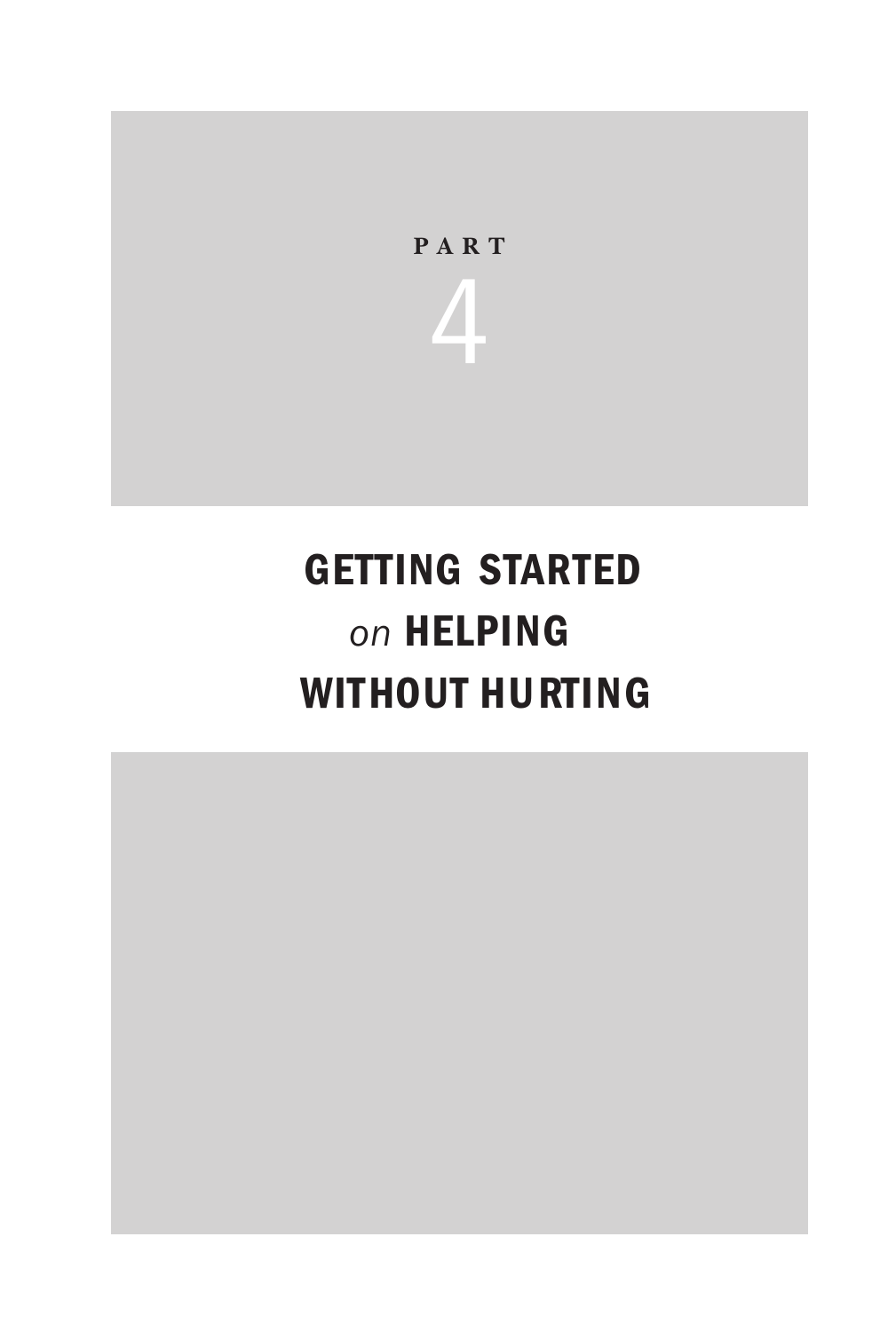# PART 4

# GETTING STARTED *on* HELPING WITHOUT HURTING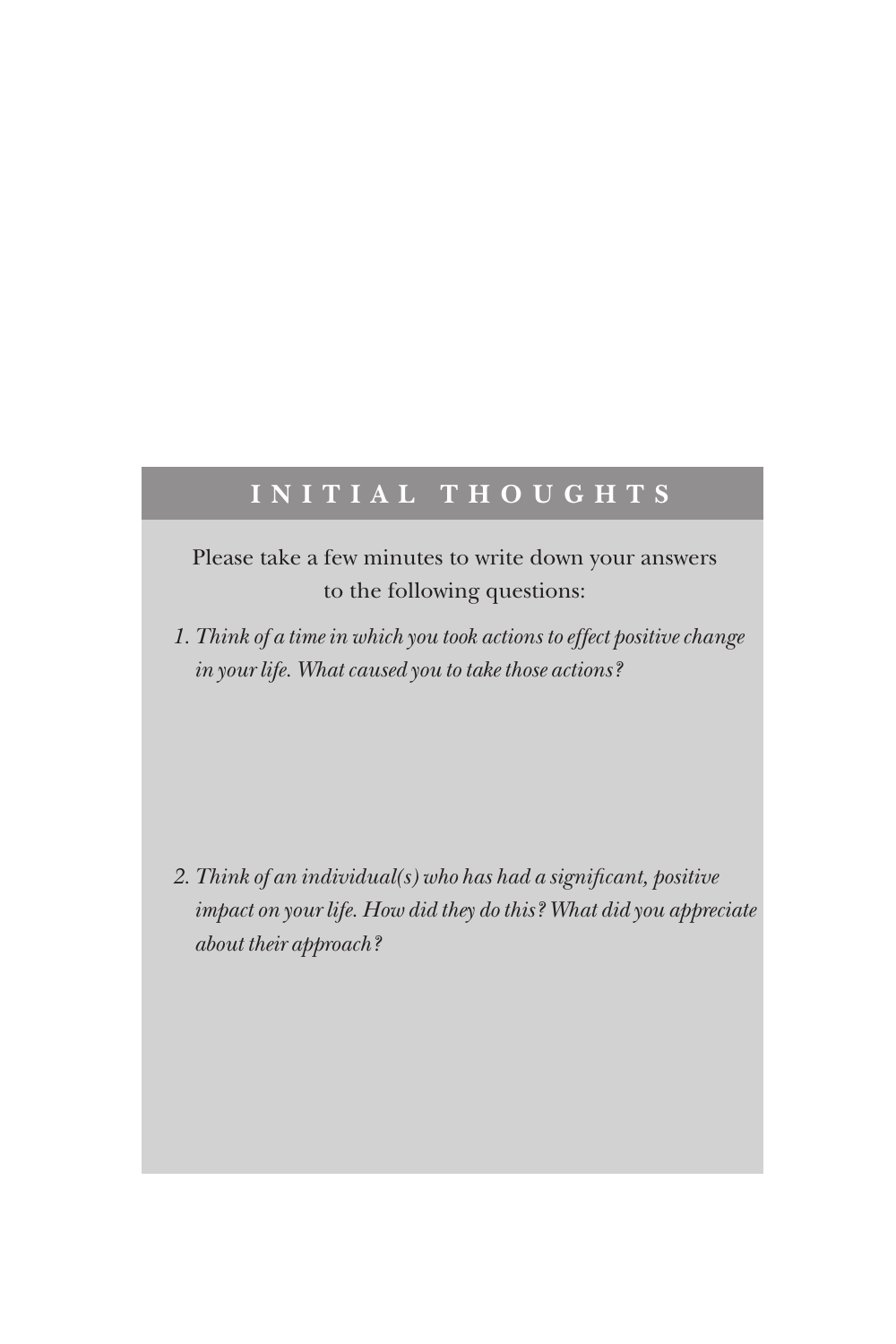## INITIAL THOUGHTS

Please take a few minutes to write down your answers to the following questions:

1. *Think of a time in which you took actions to effect positive change in your life. What caused you to take those actions?*

2. *Think of an individual(s) who has had a significant, positive impact on your life. How did they do this? What did you appreciate about their approach?*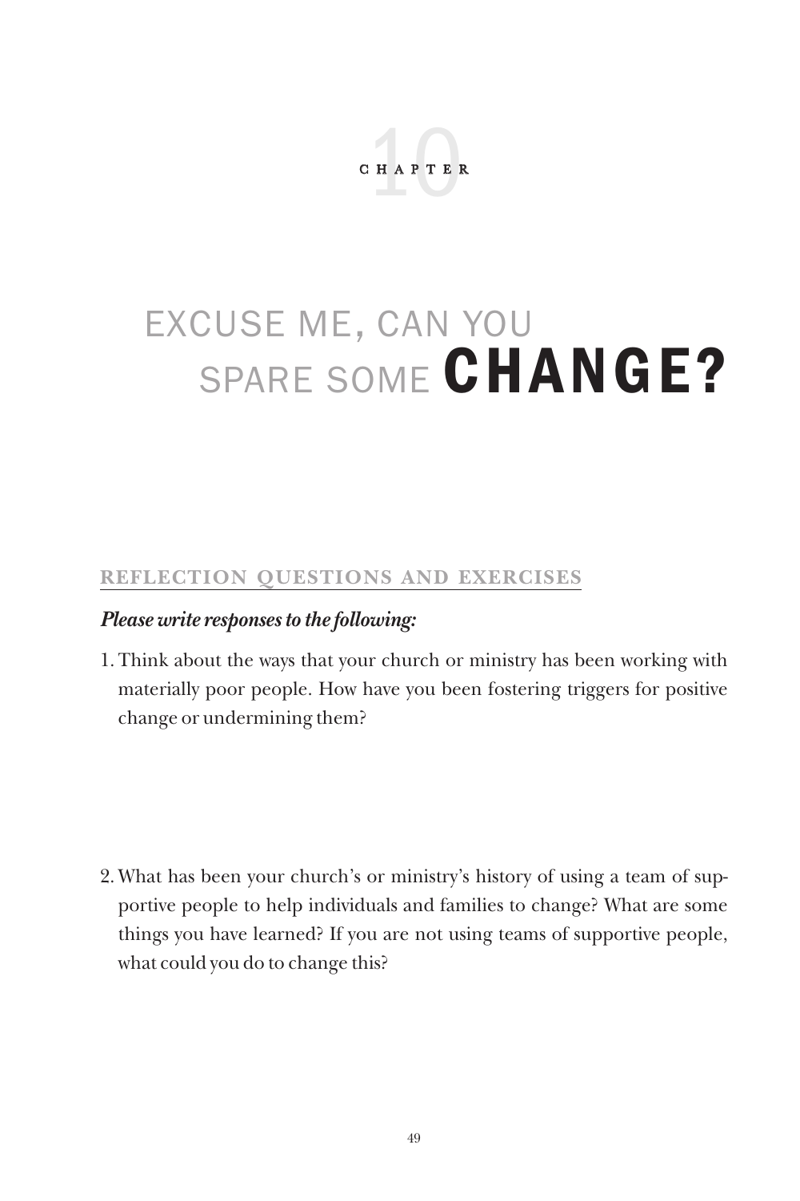# CHAPTER 10

# EXCUSE ME, CAN YOU SPARE SOME CHANGE?

## REFLECTION QUESTIONS AND EXERCISES

***Please write responses to the following:***

1. Think about the ways that your church or ministry has been working with materially poor people. How have you been fostering triggers for positive change or undermining them?

2. What has been your church's or ministry's history of using a team of supportive people to help individuals and families to change? What are some things you have learned? If you are not using teams of supportive people, what could you do to change this?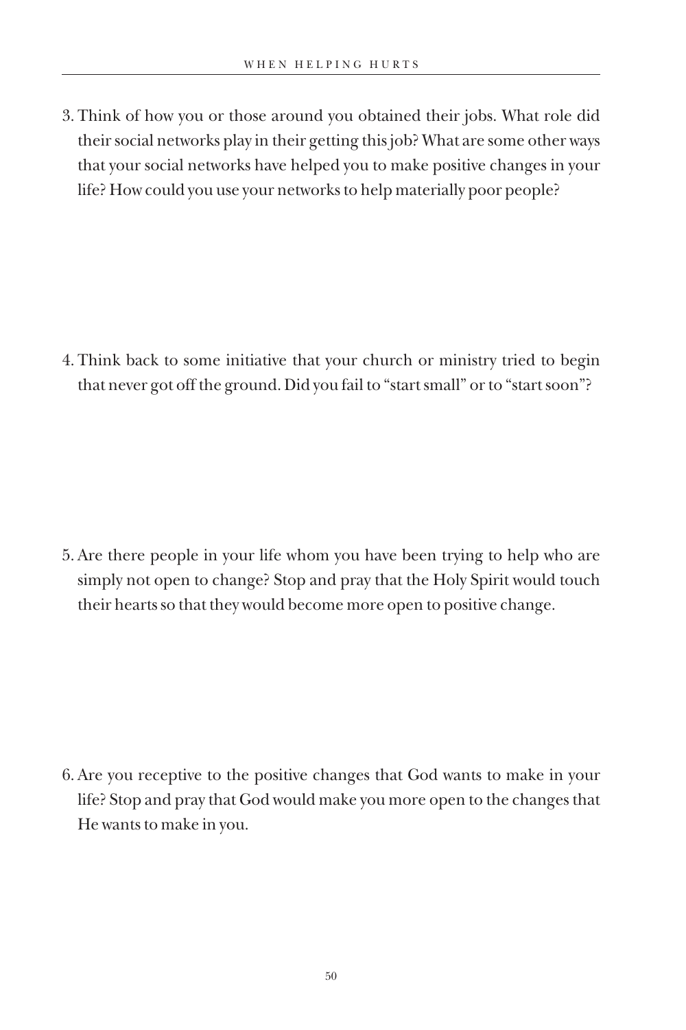3. Think of how you or those around you obtained their jobs. What role did their social networks play in their getting this job? What are some other ways that your social networks have helped you to make positive changes in your life? How could you use your networks to help materially poor people?

4. Think back to some initiative that your church or ministry tried to begin that never got off the ground. Did you fail to "start small" or to "start soon"?

5. Are there people in your life whom you have been trying to help who are simply not open to change? Stop and pray that the Holy Spirit would touch their hearts so that they would become more open to positive change.

6. Are you receptive to the positive changes that God wants to make in your life? Stop and pray that God would make you more open to the changes that He wants to make in you.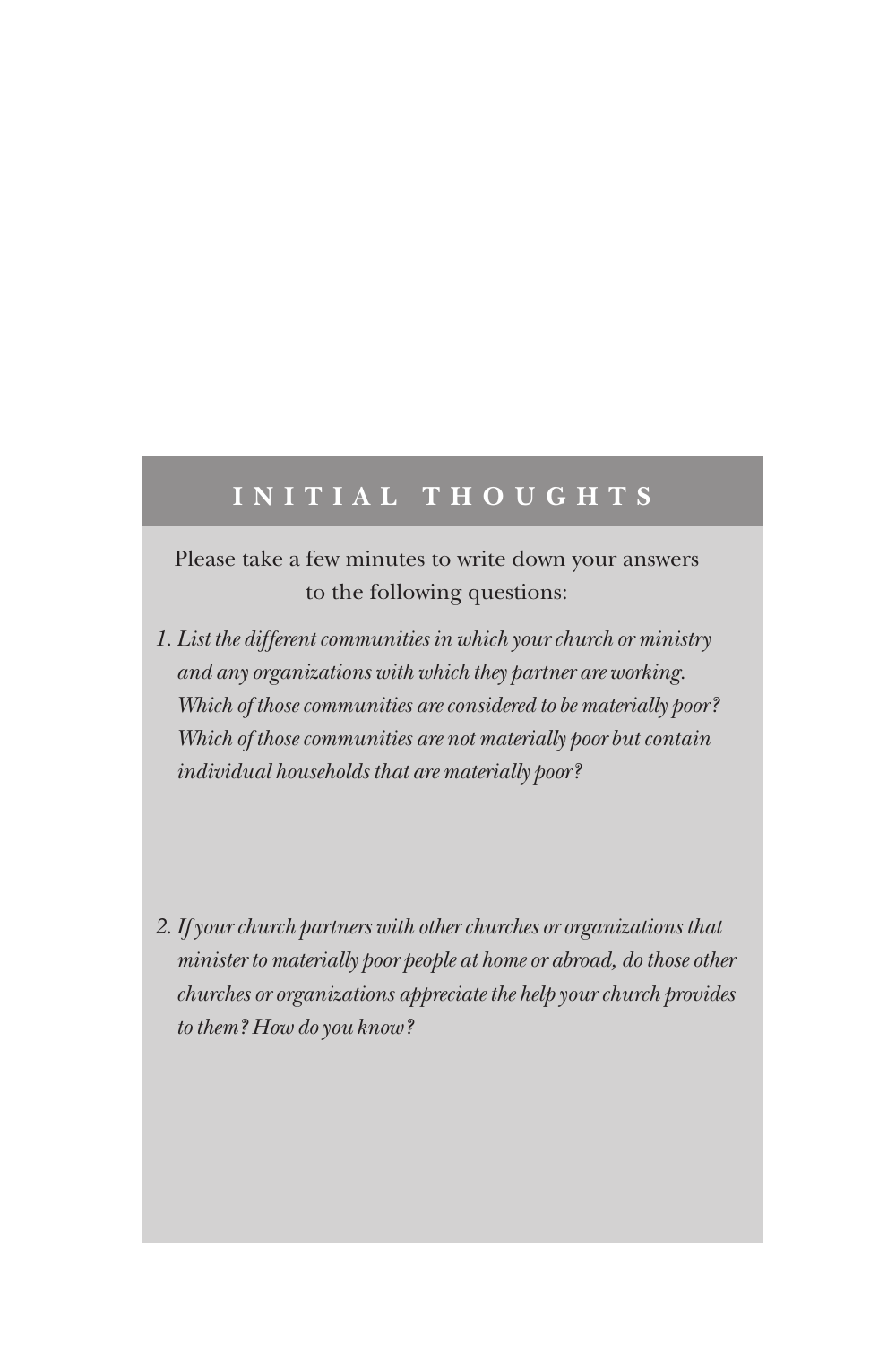## INITIAL THOUGHTS

Please take a few minutes to write down your answers to the following questions:

1. *List the different communities in which your church or ministry and any organizations with which they partner are working. Which of those communities are considered to be materially poor? Which of those communities are not materially poor but contain individual households that are materially poor?*

2. *If your church partners with other churches or organizations that minister to materially poor people at home or abroad, do those other churches or organizations appreciate the help your church provides to them? How do you know?*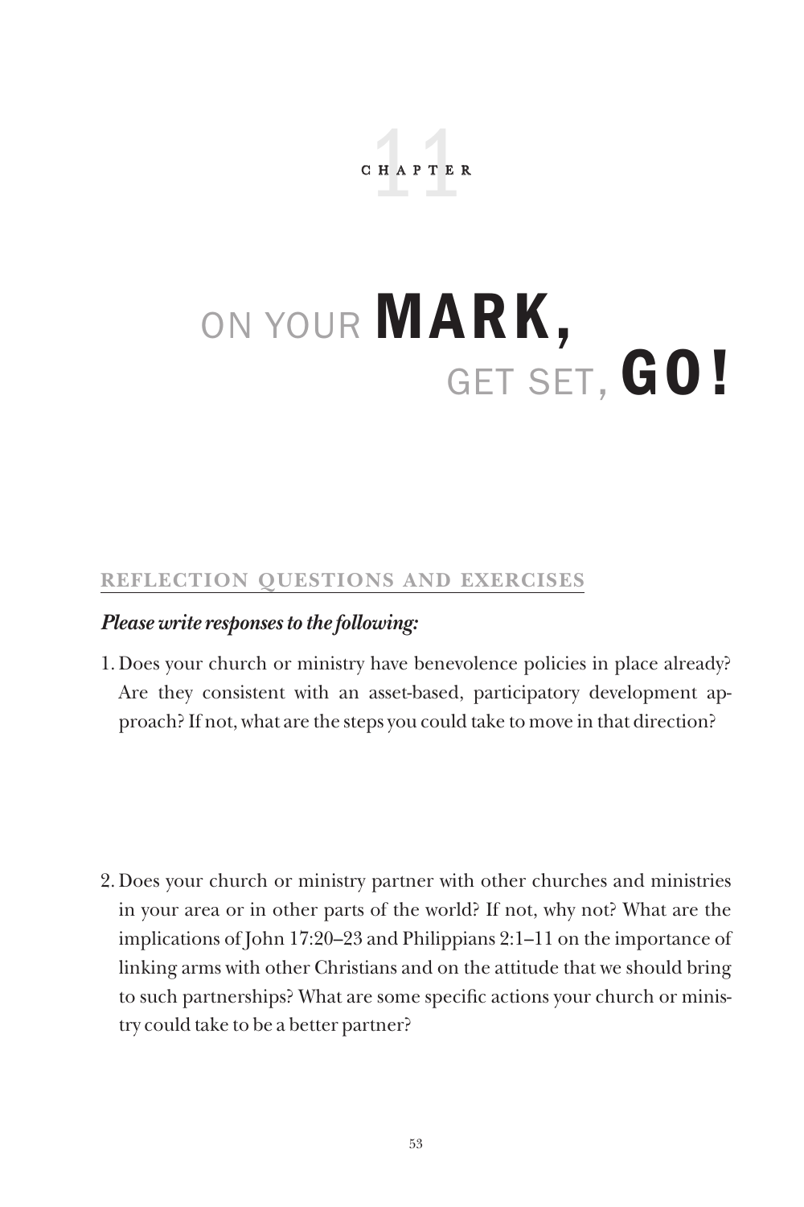# Chapter 11

# ON YOUR MARK, GET SET, GO!

## REFLECTION QUESTIONS AND EXERCISES

***Please write responses to the following:***

1. Does your church or ministry have benevolence policies in place already? Are they consistent with an asset-based, participatory development approach? If not, what are the steps you could take to move in that direction?

2. Does your church or ministry partner with other churches and ministries in your area or in other parts of the world? If not, why not? What are the implications of John 17:20–23 and Philippians 2:1–11 on the importance of linking arms with other Christians and on the attitude that we should bring to such partnerships? What are some specific actions your church or ministry could take to be a better partner?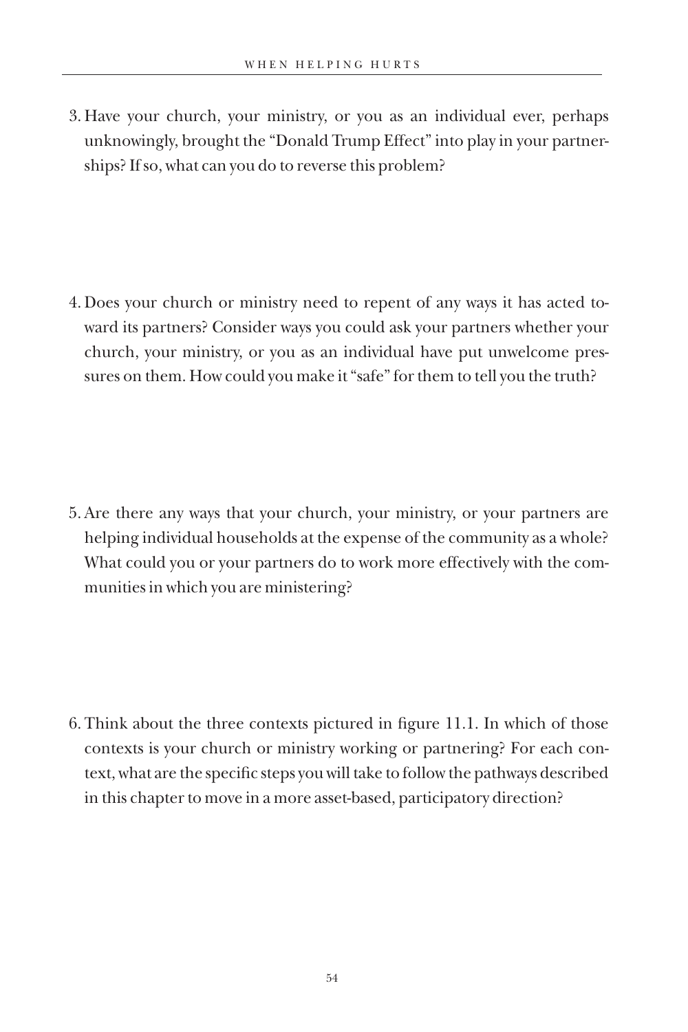3. Have your church, your ministry, or you as an individual ever, perhaps unknowingly, brought the "Donald Trump Effect" into play in your partnerships? If so, what can you do to reverse this problem?

4. Does your church or ministry need to repent of any ways it has acted toward its partners? Consider ways you could ask your partners whether your church, your ministry, or you as an individual have put unwelcome pressures on them. How could you make it "safe" for them to tell you the truth?

5. Are there any ways that your church, your ministry, or your partners are helping individual households at the expense of the community as a whole? What could you or your partners do to work more effectively with the communities in which you are ministering?

6. Think about the three contexts pictured in figure 11.1. In which of those contexts is your church or ministry working or partnering? For each context, what are the specific steps you will take to follow the pathways described in this chapter to move in a more asset-based, participatory direction?